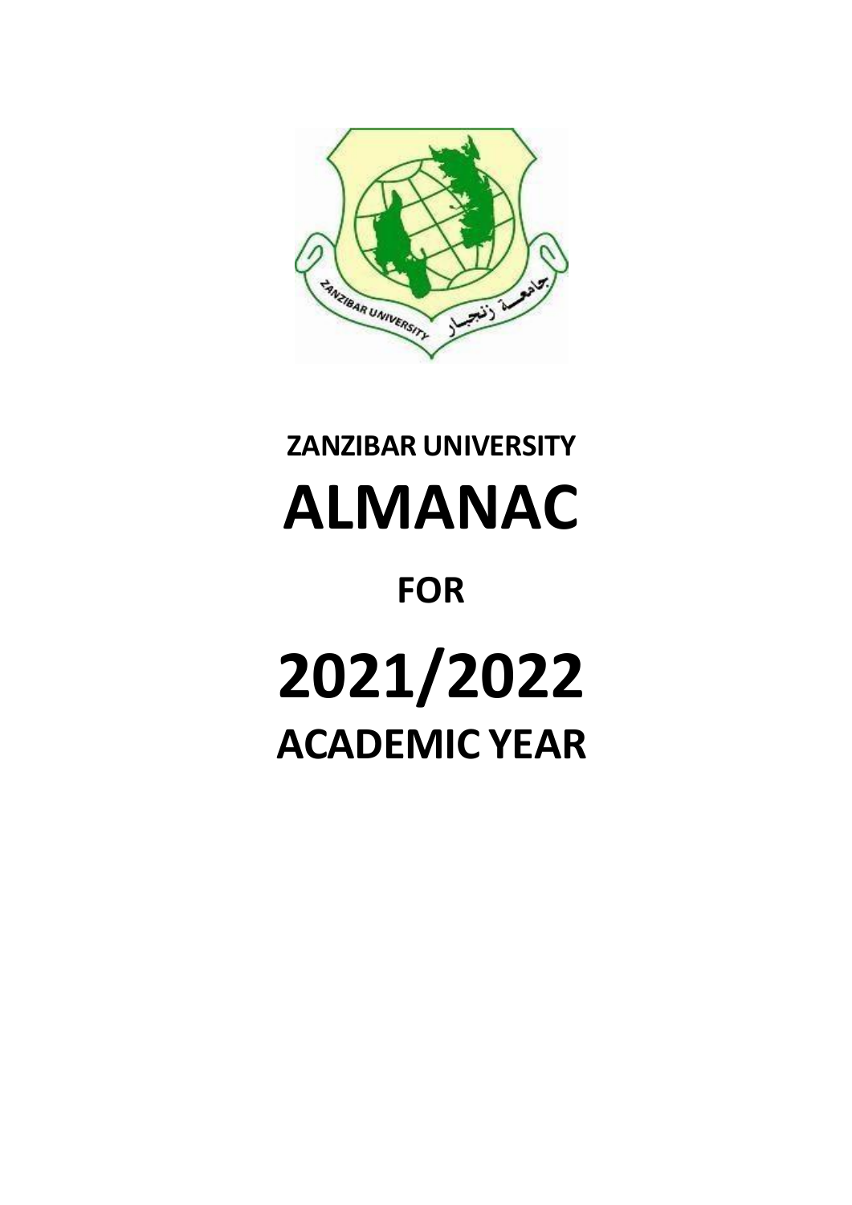# ZANZIBAR UNIVERSITY

# ALMANAC

## FOR

# 2021/2022

## ACADEMIC YEAR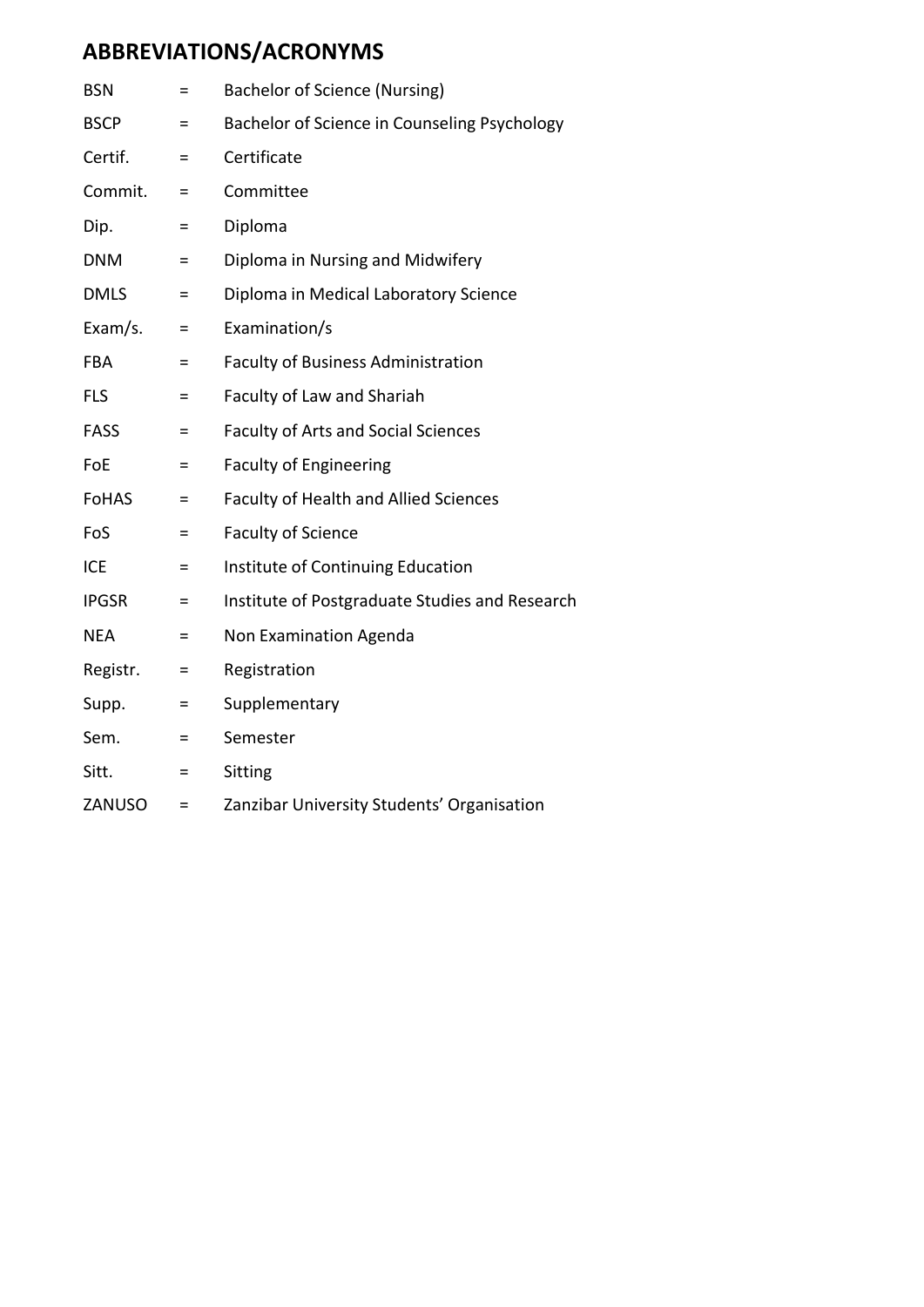## ABBREVIATIONS/ACRONYMS

| | | |
|---|---|---|
| BSN | = | Bachelor of Science (Nursing) |
| BSCP | = | Bachelor of Science in Counseling Psychology |
| Certif. | = | Certificate |
| Commit. | = | Committee |
| Dip. | = | Diploma |
| DNM | = | Diploma in Nursing and Midwifery |
| DMLS | = | Diploma in Medical Laboratory Science |
| Exam/s. | = | Examination/s |
| FBA | = | Faculty of Business Administration |
| FLS | = | Faculty of Law and Shariah |
| FASS | = | Faculty of Arts and Social Sciences |
| FoE | = | Faculty of Engineering |
| FoHAS | = | Faculty of Health and Allied Sciences |
| FoS | = | Faculty of Science |
| ICE | = | Institute of Continuing Education |
| IPGSR | = | Institute of Postgraduate Studies and Research |
| NEA | = | Non Examination Agenda |
| Registr. | = | Registration |
| Supp. | = | Supplementary |
| Sem. | = | Semester |
| Sitt. | = | Sitting |
| ZANUSO | = | Zanzibar University Students' Organisation |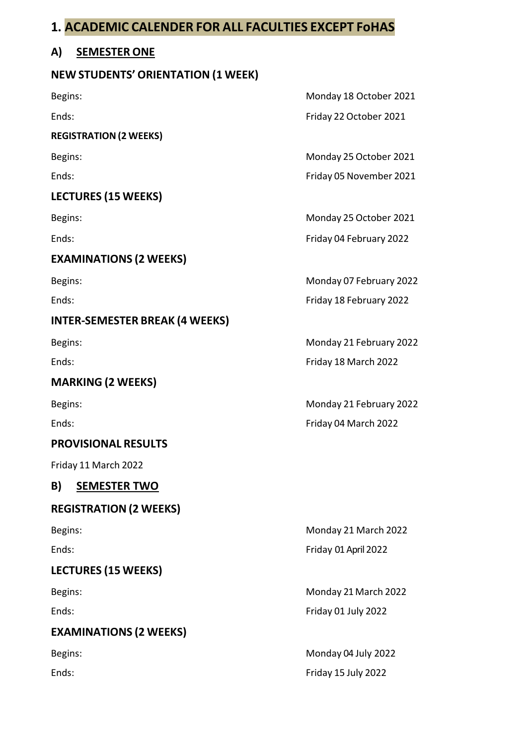# 1. ACADEMIC CALENDER FOR ALL FACULTIES EXCEPT FoHAS

## A) SEMESTER ONE

### NEW STUDENTS' ORIENTATION (1 WEEK)

Begins: Monday 18 October 2021

Ends: Friday 22 October 2021

#### REGISTRATION (2 WEEKS)

Begins: Monday 25 October 2021

Ends: Friday 05 November 2021

### LECTURES (15 WEEKS)

Begins: Monday 25 October 2021

Ends: Friday 04 February 2022

### EXAMINATIONS (2 WEEKS)

Begins: Monday 07 February 2022

Ends: Friday 18 February 2022

### INTER-SEMESTER BREAK (4 WEEKS)

Begins: Monday 21 February 2022

Ends: Friday 18 March 2022

### MARKING (2 WEEKS)

Begins: Monday 21 February 2022

Ends: Friday 04 March 2022

### PROVISIONAL RESULTS

Friday 11 March 2022

## B) SEMESTER TWO

### REGISTRATION (2 WEEKS)

Begins: Monday 21 March 2022

Ends: Friday 01 April 2022

### LECTURES (15 WEEKS)

Begins: Monday 21 March 2022

Ends: Friday 01 July 2022

### EXAMINATIONS (2 WEEKS)

Begins: Monday 04 July 2022

Ends: Friday 15 July 2022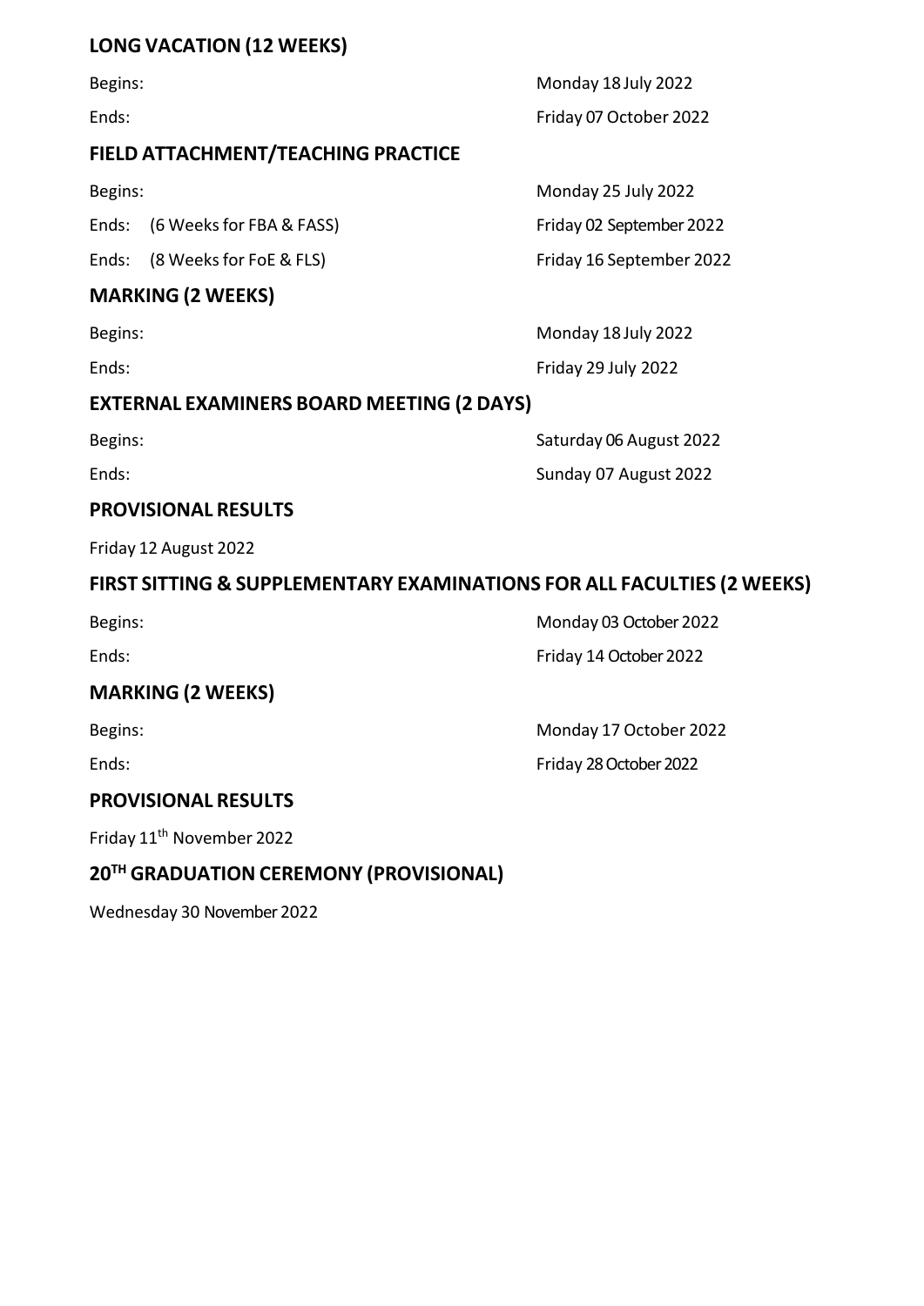## LONG VACATION (12 WEEKS)

| | |
|---|---|
| Begins: | Monday 18 July 2022 |
| Ends: | Friday 07 October 2022 |

## FIELD ATTACHMENT/TEACHING PRACTICE

| | |
|---|---|
| Begins: | Monday 25 July 2022 |
| Ends: (6 Weeks for FBA & FASS) | Friday 02 September 2022 |
| Ends: (8 Weeks for FoE & FLS) | Friday 16 September 2022 |

## MARKING (2 WEEKS)

| | |
|---|---|
| Begins: | Monday 18 July 2022 |
| Ends: | Friday 29 July 2022 |

## EXTERNAL EXAMINERS BOARD MEETING (2 DAYS)

| | |
|---|---|
| Begins: | Saturday 06 August 2022 |
| Ends: | Sunday 07 August 2022 |

## PROVISIONAL RESULTS

Friday 12 August 2022

## FIRST SITTING & SUPPLEMENTARY EXAMINATIONS FOR ALL FACULTIES (2 WEEKS)

| | |
|---|---|
| Begins: | Monday 03 October 2022 |
| Ends: | Friday 14 October 2022 |

## MARKING (2 WEEKS)

| | |
|---|---|
| Begins: | Monday 17 October 2022 |
| Ends: | Friday 28 October 2022 |

## PROVISIONAL RESULTS

Friday 11th November 2022

## 20TH GRADUATION CEREMONY (PROVISIONAL)

Wednesday 30 November 2022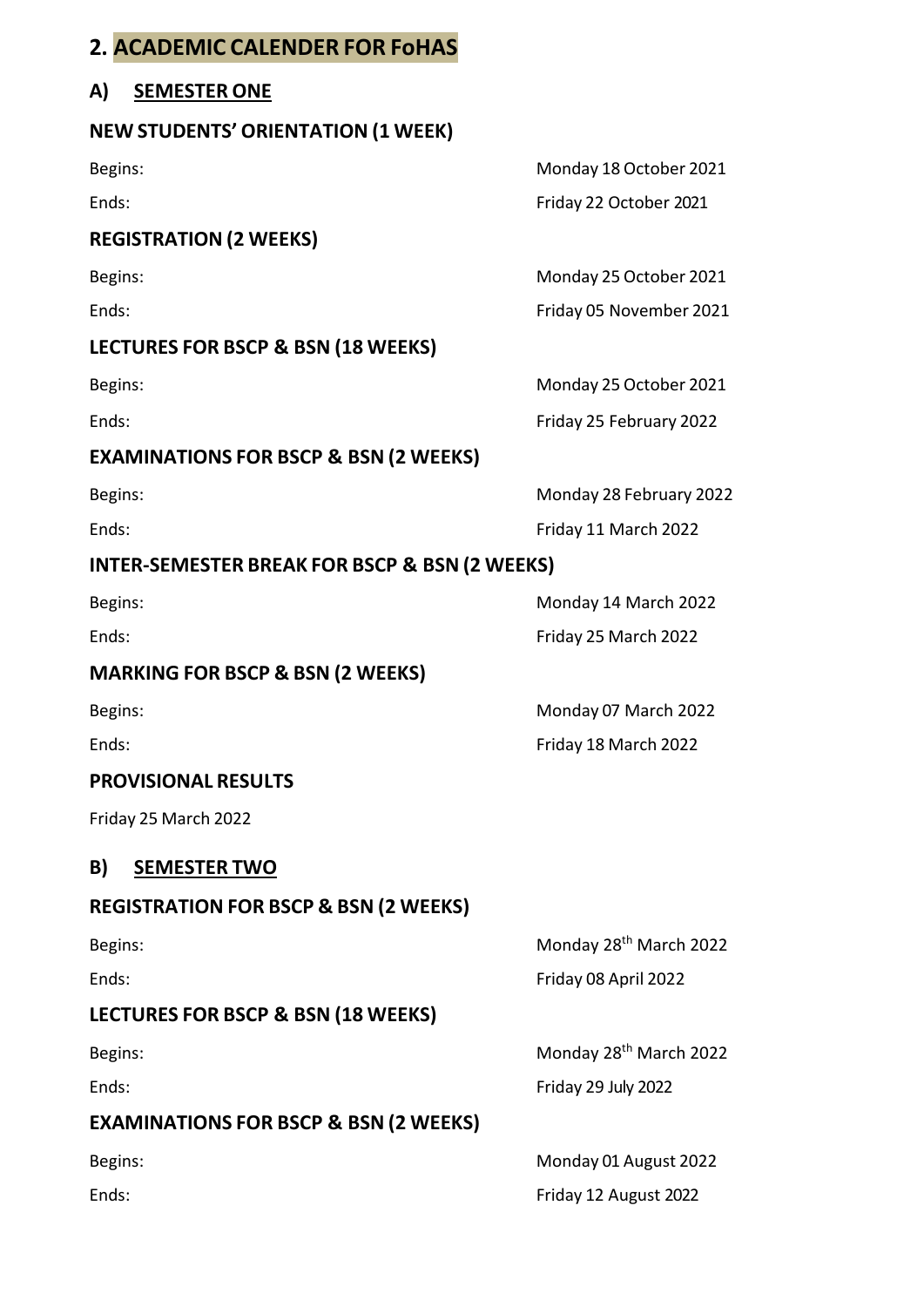## 2. ACADEMIC CALENDER FOR FoHAS

### A) SEMESTER ONE

**NEW STUDENTS' ORIENTATION (1 WEEK)**

| | |
|---|---|
| Begins: | Monday 18 October 2021 |
| Ends: | Friday 22 October 2021 |

**REGISTRATION (2 WEEKS)**

| | |
|---|---|
| Begins: | Monday 25 October 2021 |
| Ends: | Friday 05 November 2021 |

**LECTURES FOR BSCP & BSN (18 WEEKS)**

| | |
|---|---|
| Begins: | Monday 25 October 2021 |
| Ends: | Friday 25 February 2022 |

**EXAMINATIONS FOR BSCP & BSN (2 WEEKS)**

| | |
|---|---|
| Begins: | Monday 28 February 2022 |
| Ends: | Friday 11 March 2022 |

**INTER-SEMESTER BREAK FOR BSCP & BSN (2 WEEKS)**

| | |
|---|---|
| Begins: | Monday 14 March 2022 |
| Ends: | Friday 25 March 2022 |

**MARKING FOR BSCP & BSN (2 WEEKS)**

| | |
|---|---|
| Begins: | Monday 07 March 2022 |
| Ends: | Friday 18 March 2022 |

**PROVISIONAL RESULTS**

Friday 25 March 2022

### B) SEMESTER TWO

**REGISTRATION FOR BSCP & BSN (2 WEEKS)**

| | |
|---|---|
| Begins: | Monday 28th March 2022 |
| Ends: | Friday 08 April 2022 |

**LECTURES FOR BSCP & BSN (18 WEEKS)**

| | |
|---|---|
| Begins: | Monday 28th March 2022 |
| Ends: | Friday 29 July 2022 |

**EXAMINATIONS FOR BSCP & BSN (2 WEEKS)**

| | |
|---|---|
| Begins: | Monday 01 August 2022 |
| Ends: | Friday 12 August 2022 |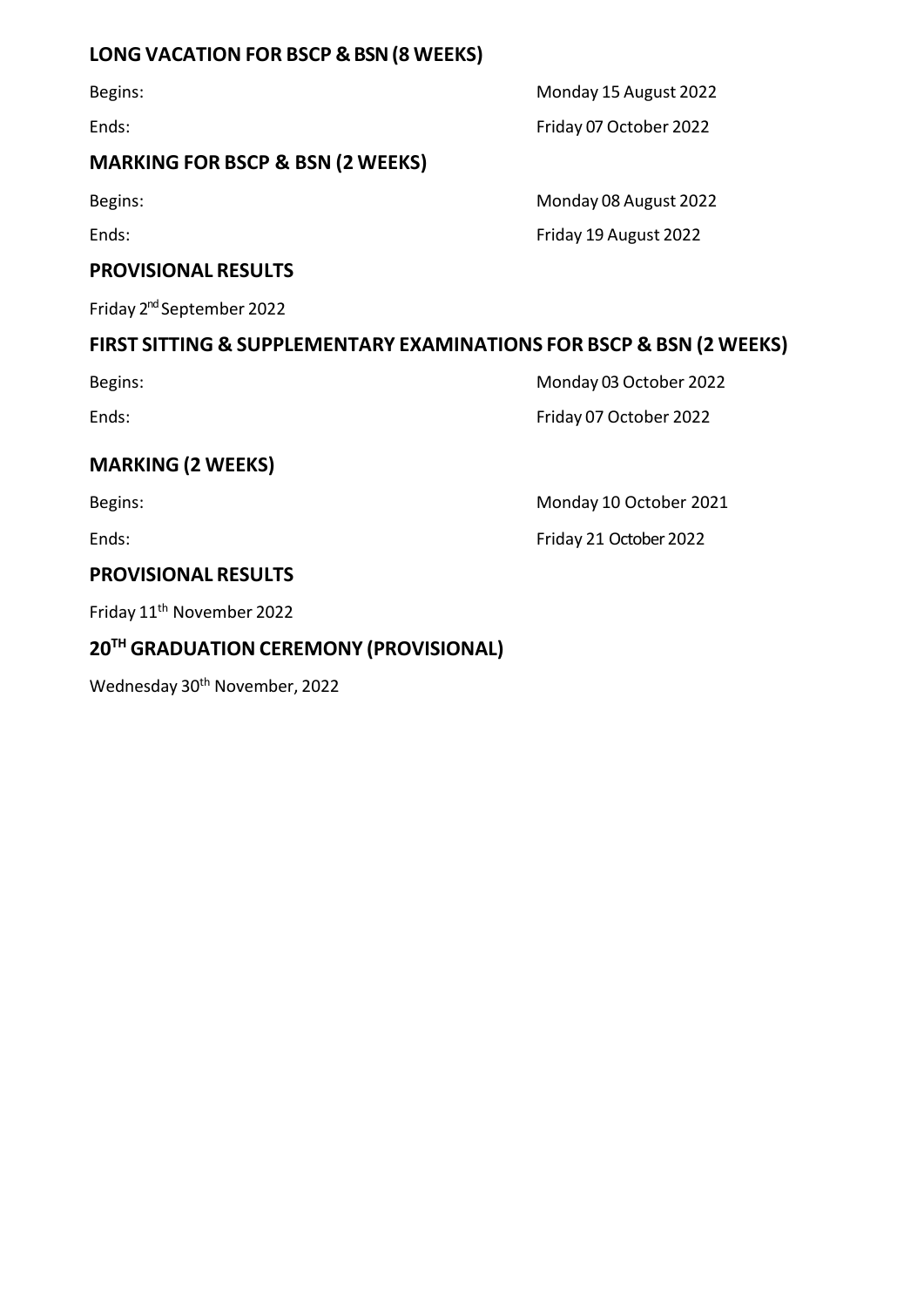## LONG VACATION FOR BSCP & BSN (8 WEEKS)

Begins: Monday 15 August 2022

Ends: Friday 07 October 2022

## MARKING FOR BSCP & BSN (2 WEEKS)

Begins: Monday 08 August 2022

Ends: Friday 19 August 2022

## PROVISIONAL RESULTS

Friday 2nd September 2022

## FIRST SITTING & SUPPLEMENTARY EXAMINATIONS FOR BSCP & BSN (2 WEEKS)

Begins: Monday 03 October 2022

Ends: Friday 07 October 2022

## MARKING (2 WEEKS)

Begins: Monday 10 October 2021

Ends: Friday 21 October 2022

## PROVISIONAL RESULTS

Friday 11th November 2022

## 20TH GRADUATION CEREMONY (PROVISIONAL)

Wednesday 30th November, 2022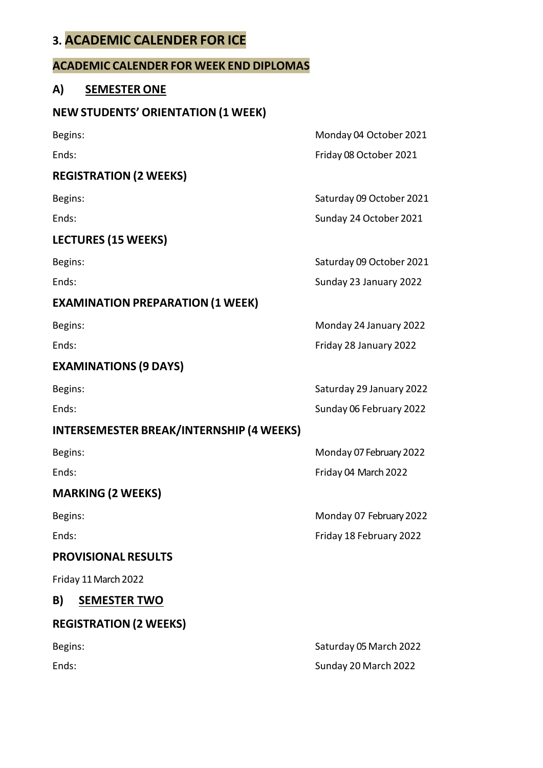## 3. ACADEMIC CALENDER FOR ICE

### ACADEMIC CALENDER FOR WEEK END DIPLOMAS

### A) SEMESTER ONE

**NEW STUDENTS' ORIENTATION (1 WEEK)**

Begins: Monday 04 October 2021

Ends: Friday 08 October 2021

**REGISTRATION (2 WEEKS)**

Begins: Saturday 09 October 2021

Ends: Sunday 24 October 2021

**LECTURES (15 WEEKS)**

Begins: Saturday 09 October 2021

Ends: Sunday 23 January 2022

**EXAMINATION PREPARATION (1 WEEK)**

Begins: Monday 24 January 2022

Ends: Friday 28 January 2022

**EXAMINATIONS (9 DAYS)**

Begins: Saturday 29 January 2022

Ends: Sunday 06 February 2022

**INTERSEMESTER BREAK/INTERNSHIP (4 WEEKS)**

Begins: Monday 07 February 2022

Ends: Friday 04 March 2022

**MARKING (2 WEEKS)**

Begins: Monday 07 February 2022

Ends: Friday 18 February 2022

**PROVISIONAL RESULTS**

Friday 11 March 2022

### B) SEMESTER TWO

**REGISTRATION (2 WEEKS)**

Begins: Saturday 05 March 2022

Ends: Sunday 20 March 2022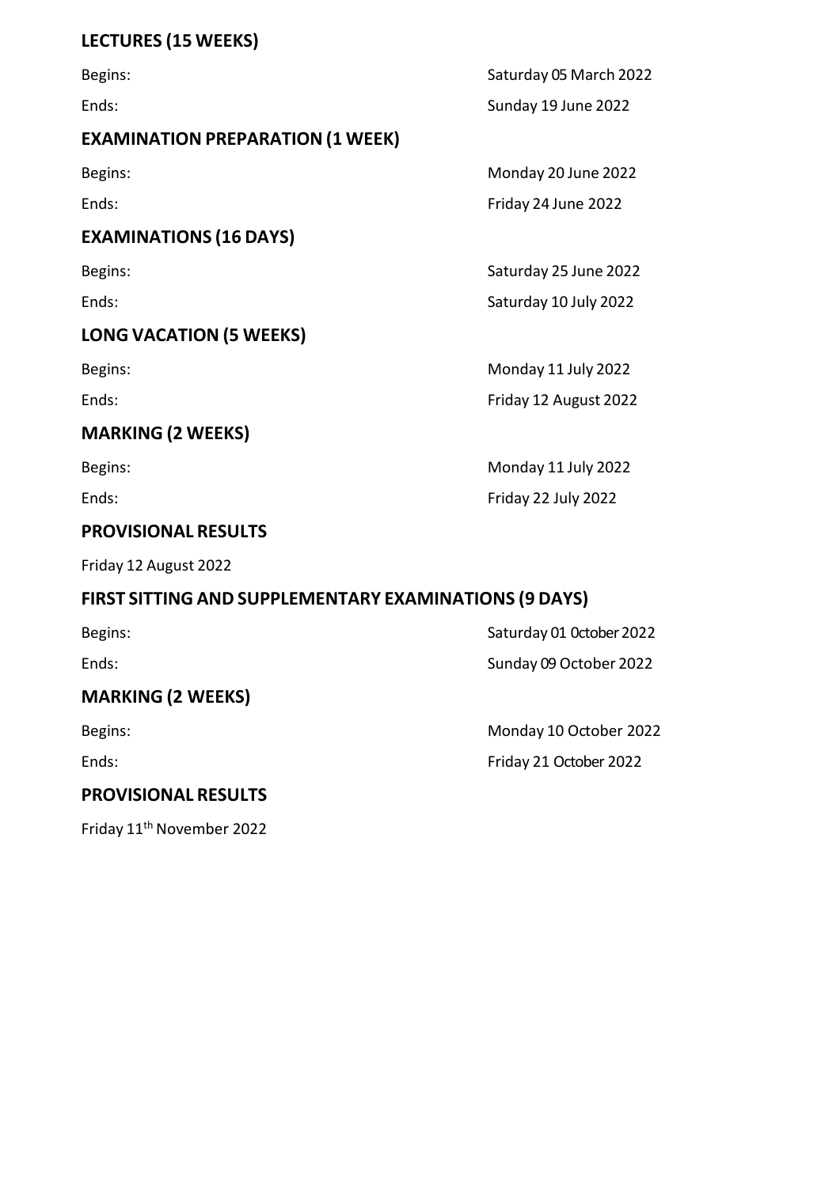## LECTURES (15 WEEKS)

| | |
|---|---|
| Begins: | Saturday 05 March 2022 |
| Ends: | Sunday 19 June 2022 |

## EXAMINATION PREPARATION (1 WEEK)

| | |
|---|---|
| Begins: | Monday 20 June 2022 |
| Ends: | Friday 24 June 2022 |

## EXAMINATIONS (16 DAYS)

| | |
|---|---|
| Begins: | Saturday 25 June 2022 |
| Ends: | Saturday 10 July 2022 |

## LONG VACATION (5 WEEKS)

| | |
|---|---|
| Begins: | Monday 11 July 2022 |
| Ends: | Friday 12 August 2022 |

## MARKING (2 WEEKS)

| | |
|---|---|
| Begins: | Monday 11 July 2022 |
| Ends: | Friday 22 July 2022 |

## PROVISIONAL RESULTS

Friday 12 August 2022

## FIRST SITTING AND SUPPLEMENTARY EXAMINATIONS (9 DAYS)

| | |
|---|---|
| Begins: | Saturday 01 0ctober 2022 |
| Ends: | Sunday 09 October 2022 |

## MARKING (2 WEEKS)

| | |
|---|---|
| Begins: | Monday 10 October 2022 |
| Ends: | Friday 21 October 2022 |

## PROVISIONAL RESULTS

Friday 11th November 2022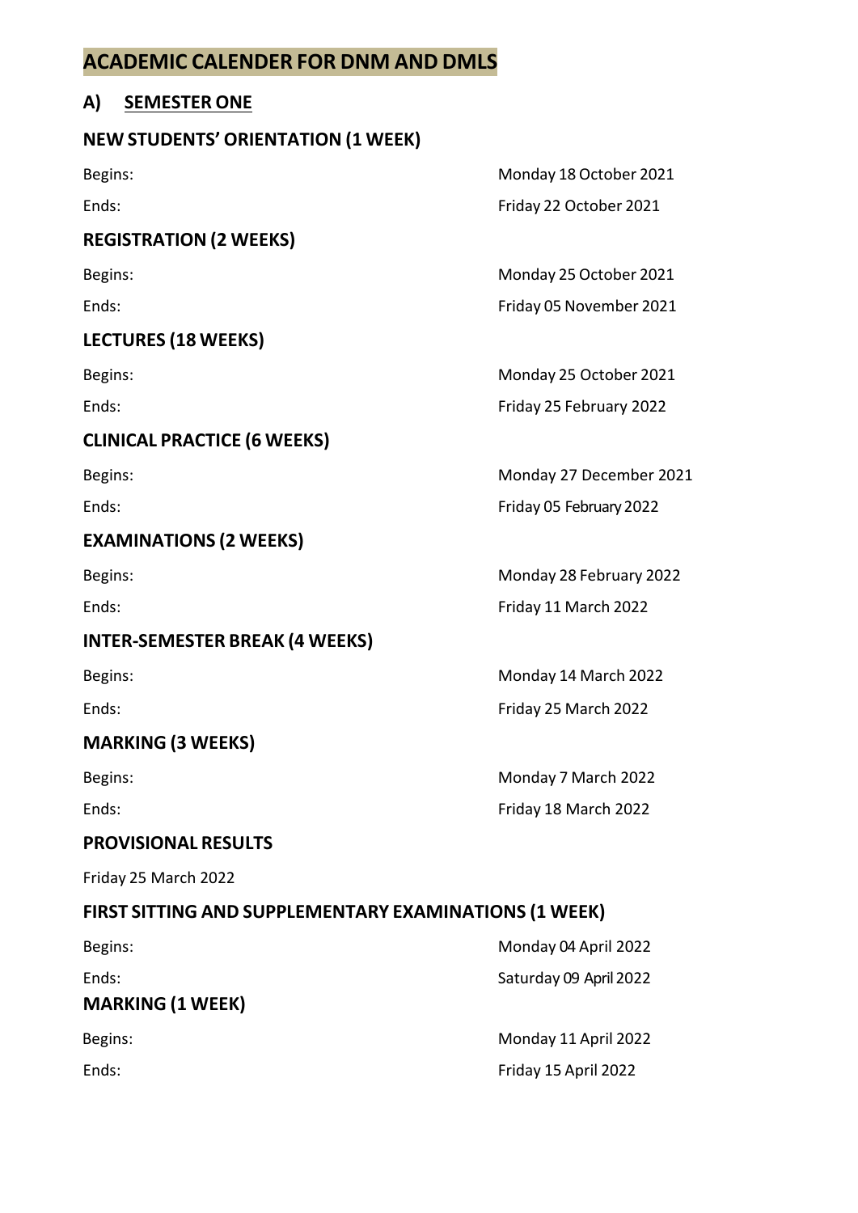# ACADEMIC CALENDER FOR DNM AND DMLS

## A) SEMESTER ONE

### NEW STUDENTS' ORIENTATION (1 WEEK)

| | |
|---|---|
| Begins: | Monday 18 October 2021 |
| Ends: | Friday 22 October 2021 |

### REGISTRATION (2 WEEKS)

| | |
|---|---|
| Begins: | Monday 25 October 2021 |
| Ends: | Friday 05 November 2021 |

### LECTURES (18 WEEKS)

| | |
|---|---|
| Begins: | Monday 25 October 2021 |
| Ends: | Friday 25 February 2022 |

### CLINICAL PRACTICE (6 WEEKS)

| | |
|---|---|
| Begins: | Monday 27 December 2021 |
| Ends: | Friday 05 February 2022 |

### EXAMINATIONS (2 WEEKS)

| | |
|---|---|
| Begins: | Monday 28 February 2022 |
| Ends: | Friday 11 March 2022 |

### INTER-SEMESTER BREAK (4 WEEKS)

| | |
|---|---|
| Begins: | Monday 14 March 2022 |
| Ends: | Friday 25 March 2022 |

### MARKING (3 WEEKS)

| | |
|---|---|
| Begins: | Monday 7 March 2022 |
| Ends: | Friday 18 March 2022 |

### PROVISIONAL RESULTS

Friday 25 March 2022

### FIRST SITTING AND SUPPLEMENTARY EXAMINATIONS (1 WEEK)

| | |
|---|---|
| Begins: | Monday 04 April 2022 |
| Ends: | Saturday 09 April 2022 |

### MARKING (1 WEEK)

| | |
|---|---|
| Begins: | Monday 11 April 2022 |
| Ends: | Friday 15 April 2022 |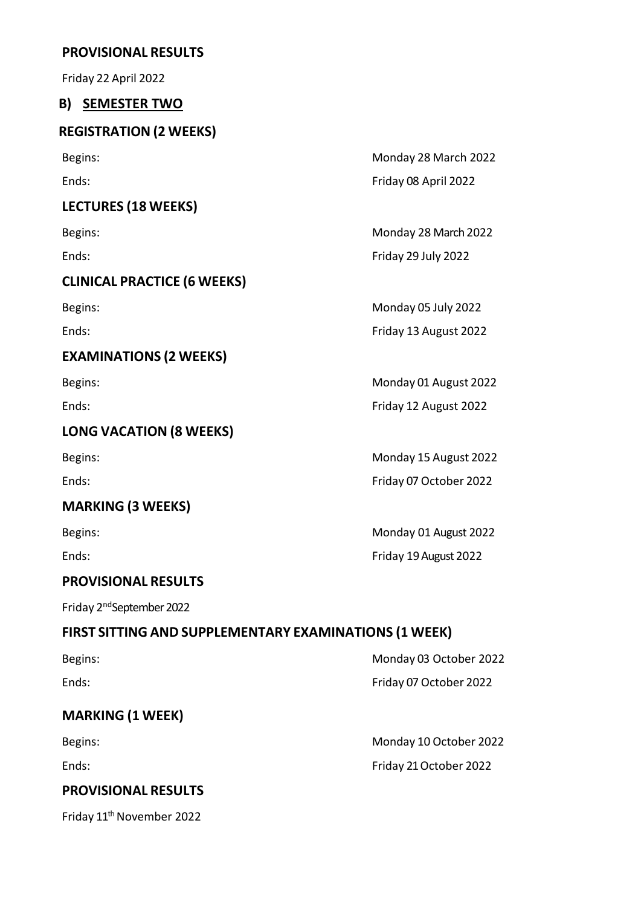**PROVISIONAL RESULTS**

Friday 22 April 2022

## B) SEMESTER TWO

**REGISTRATION (2 WEEKS)**

| | |
|---|---|
| Begins: | Monday 28 March 2022 |
| Ends: | Friday 08 April 2022 |

**LECTURES (18 WEEKS)**

| | |
|---|---|
| Begins: | Monday 28 March 2022 |
| Ends: | Friday 29 July 2022 |

**CLINICAL PRACTICE (6 WEEKS)**

| | |
|---|---|
| Begins: | Monday 05 July 2022 |
| Ends: | Friday 13 August 2022 |

**EXAMINATIONS (2 WEEKS)**

| | |
|---|---|
| Begins: | Monday 01 August 2022 |
| Ends: | Friday 12 August 2022 |

**LONG VACATION (8 WEEKS)**

| | |
|---|---|
| Begins: | Monday 15 August 2022 |
| Ends: | Friday 07 October 2022 |

**MARKING (3 WEEKS)**

| | |
|---|---|
| Begins: | Monday 01 August 2022 |
| Ends: | Friday 19 August 2022 |

**PROVISIONAL RESULTS**

Friday 2nd September 2022

**FIRST SITTING AND SUPPLEMENTARY EXAMINATIONS (1 WEEK)**

| | |
|---|---|
| Begins: | Monday 03 October 2022 |
| Ends: | Friday 07 October 2022 |

**MARKING (1 WEEK)**

| | |
|---|---|
| Begins: | Monday 10 October 2022 |
| Ends: | Friday 21 October 2022 |

**PROVISIONAL RESULTS**

Friday 11th November 2022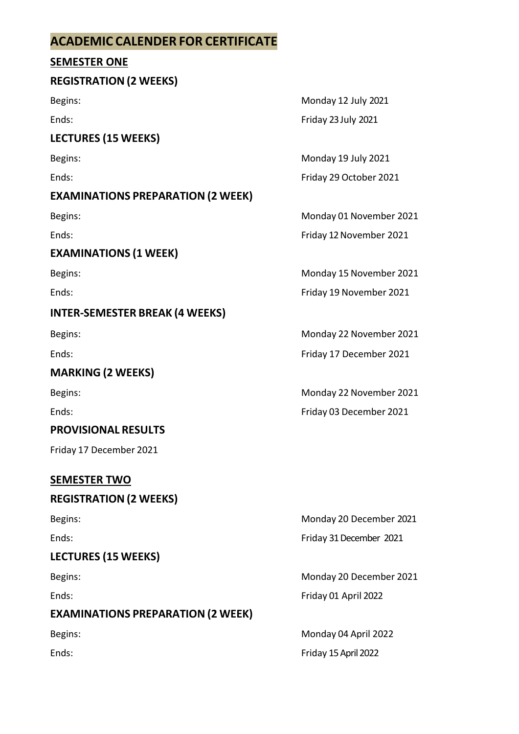# ACADEMIC CALENDER FOR CERTIFICATE

## SEMESTER ONE

### REGISTRATION (2 WEEKS)

Begins: Monday 12 July 2021

Ends: Friday 23 July 2021

### LECTURES (15 WEEKS)

Begins: Monday 19 July 2021

Ends: Friday 29 October 2021

### EXAMINATIONS PREPARATION (2 WEEK)

Begins: Monday 01 November 2021

Ends: Friday 12 November 2021

### EXAMINATIONS (1 WEEK)

Begins: Monday 15 November 2021

Ends: Friday 19 November 2021

### INTER-SEMESTER BREAK (4 WEEKS)

Begins: Monday 22 November 2021

Ends: Friday 17 December 2021

### MARKING (2 WEEKS)

Begins: Monday 22 November 2021

Ends: Friday 03 December 2021

### PROVISIONAL RESULTS

Friday 17 December 2021

## SEMESTER TWO

### REGISTRATION (2 WEEKS)

Begins: Monday 20 December 2021

Ends: Friday 31 December 2021

### LECTURES (15 WEEKS)

Begins: Monday 20 December 2021

Ends: Friday 01 April 2022

### EXAMINATIONS PREPARATION (2 WEEK)

Begins: Monday 04 April 2022

Ends: Friday 15 April 2022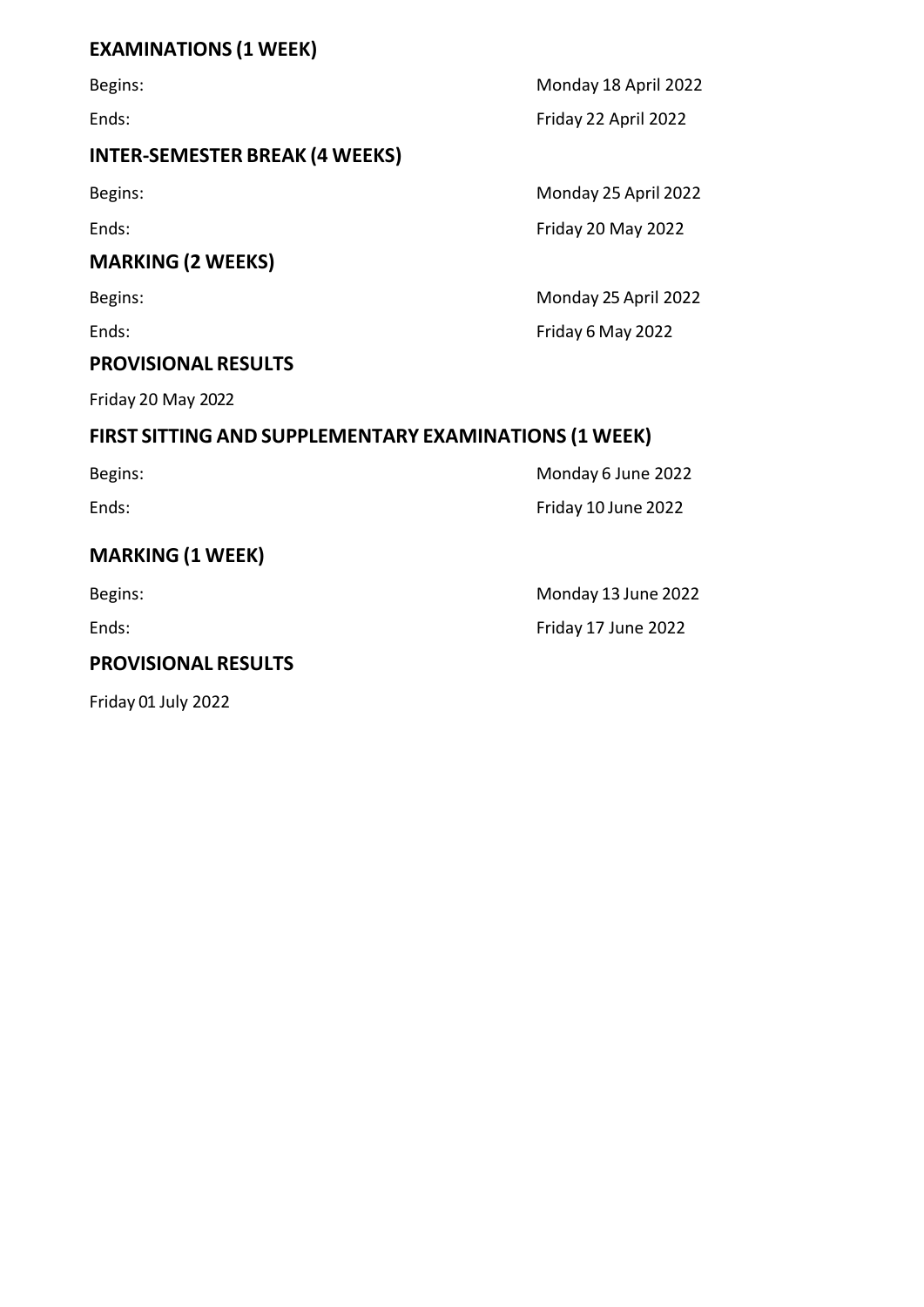## EXAMINATIONS (1 WEEK)

Begins: Monday 18 April 2022

Ends: Friday 22 April 2022

## INTER-SEMESTER BREAK (4 WEEKS)

Begins: Monday 25 April 2022

Ends: Friday 20 May 2022

## MARKING (2 WEEKS)

Begins: Monday 25 April 2022

Ends: Friday 6 May 2022

## PROVISIONAL RESULTS

Friday 20 May 2022

## FIRST SITTING AND SUPPLEMENTARY EXAMINATIONS (1 WEEK)

Begins: Monday 6 June 2022

Ends: Friday 10 June 2022

## MARKING (1 WEEK)

Begins: Monday 13 June 2022

Ends: Friday 17 June 2022

## PROVISIONAL RESULTS

Friday 01 July 2022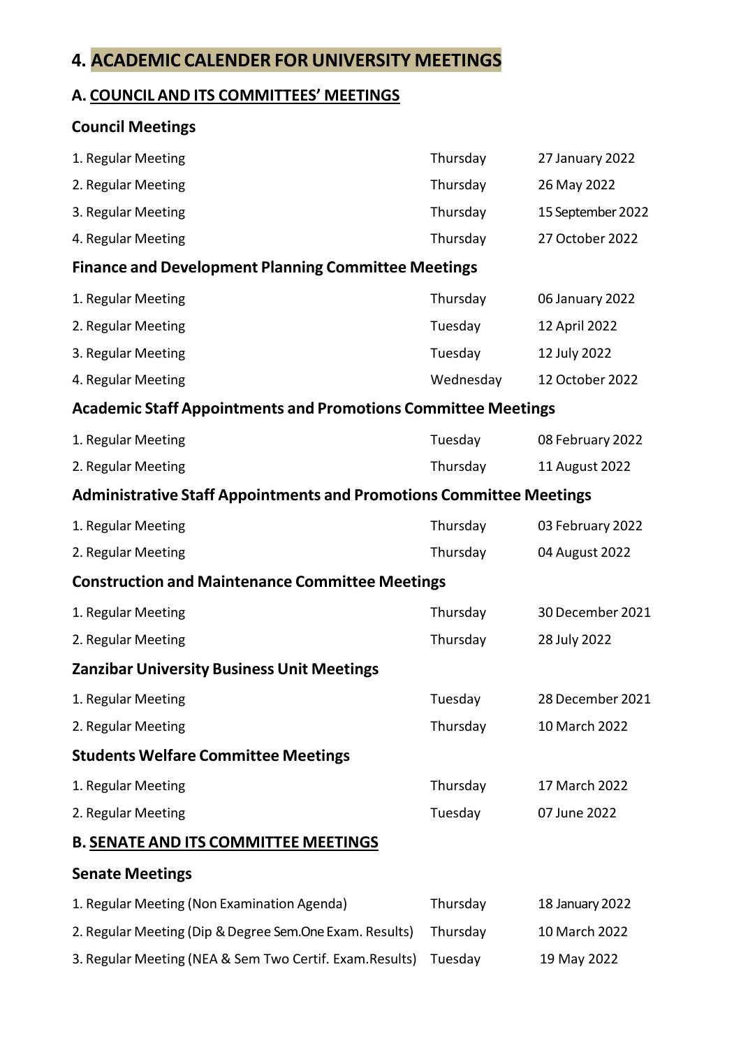## 4. ACADEMIC CALENDER FOR UNIVERSITY MEETINGS

### A. COUNCIL AND ITS COMMITTEES' MEETINGS

#### Council Meetings

| | | |
|---|---|---|
| 1. Regular Meeting | Thursday | 27 January 2022 |
| 2. Regular Meeting | Thursday | 26 May 2022 |
| 3. Regular Meeting | Thursday | 15 September 2022 |
| 4. Regular Meeting | Thursday | 27 October 2022 |

#### Finance and Development Planning Committee Meetings

| | | |
|---|---|---|
| 1. Regular Meeting | Thursday | 06 January 2022 |
| 2. Regular Meeting | Tuesday | 12 April 2022 |
| 3. Regular Meeting | Tuesday | 12 July 2022 |
| 4. Regular Meeting | Wednesday | 12 October 2022 |

#### Academic Staff Appointments and Promotions Committee Meetings

| | | |
|---|---|---|
| 1. Regular Meeting | Tuesday | 08 February 2022 |
| 2. Regular Meeting | Thursday | 11 August 2022 |

#### Administrative Staff Appointments and Promotions Committee Meetings

| | | |
|---|---|---|
| 1. Regular Meeting | Thursday | 03 February 2022 |
| 2. Regular Meeting | Thursday | 04 August 2022 |

#### Construction and Maintenance Committee Meetings

| | | |
|---|---|---|
| 1. Regular Meeting | Thursday | 30 December 2021 |
| 2. Regular Meeting | Thursday | 28 July 2022 |

#### Zanzibar University Business Unit Meetings

| | | |
|---|---|---|
| 1. Regular Meeting | Tuesday | 28 December 2021 |
| 2. Regular Meeting | Thursday | 10 March 2022 |

#### Students Welfare Committee Meetings

| | | |
|---|---|---|
| 1. Regular Meeting | Thursday | 17 March 2022 |
| 2. Regular Meeting | Tuesday | 07 June 2022 |

### B. SENATE AND ITS COMMITTEE MEETINGS

#### Senate Meetings

| | | |
|---|---|---|
| 1. Regular Meeting (Non Examination Agenda) | Thursday | 18 January 2022 |
| 2. Regular Meeting (Dip & Degree Sem.One Exam. Results) | Thursday | 10 March 2022 |
| 3. Regular Meeting (NEA & Sem Two Certif. Exam.Results) | Tuesday | 19 May 2022 |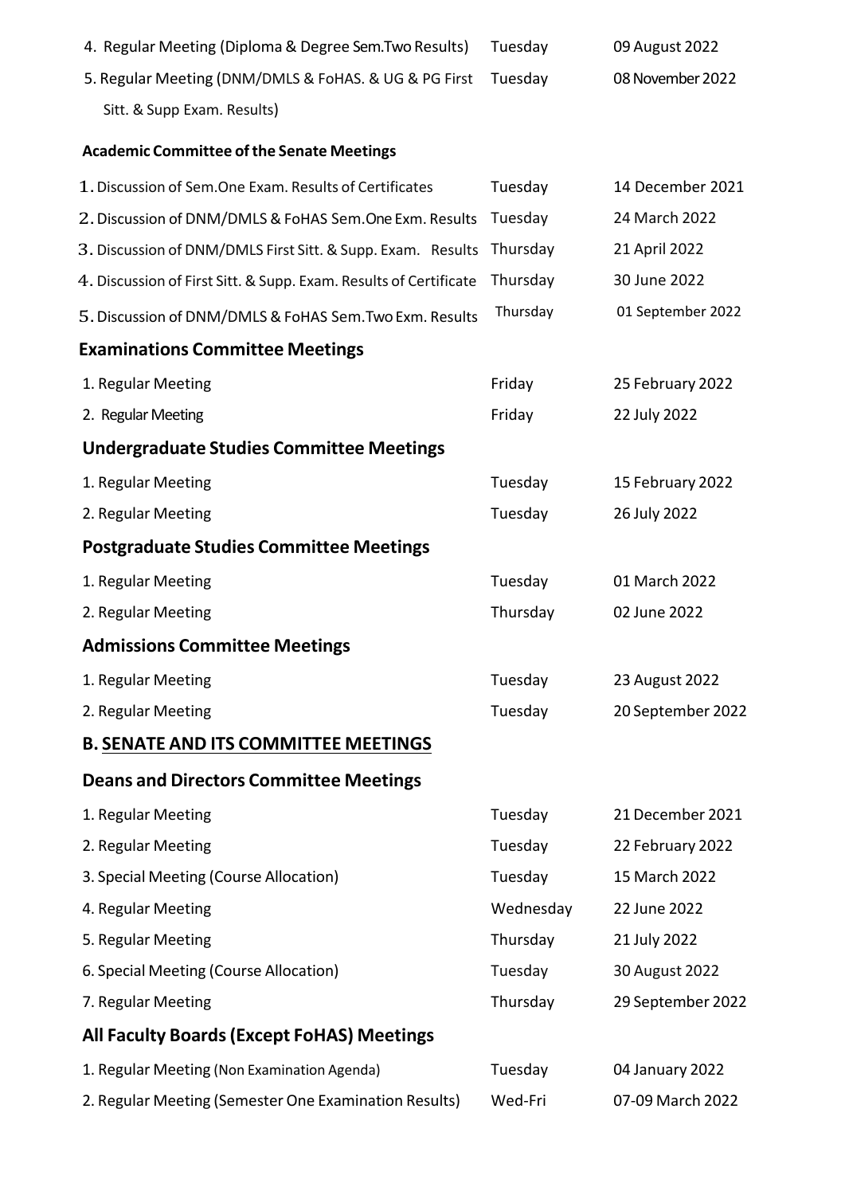| | | |
|---|---|---|
| 4. Regular Meeting (Diploma & Degree Sem.Two Results) | Tuesday | 09 August 2022 |
| 5. Regular Meeting (DNM/DMLS & FoHAS. & UG & PG First Sitt. & Supp Exam. Results) | Tuesday | 08 November 2022 |

**Academic Committee of the Senate Meetings**

| | | |
|---|---|---|
| 1. Discussion of Sem.One Exam. Results of Certificates | Tuesday | 14 December 2021 |
| 2. Discussion of DNM/DMLS & FoHAS Sem.One Exm. Results | Tuesday | 24 March 2022 |
| 3. Discussion of DNM/DMLS First Sitt. & Supp. Exam. Results | Thursday | 21 April 2022 |
| 4. Discussion of First Sitt. & Supp. Exam. Results of Certificate | Thursday | 30 June 2022 |
| 5. Discussion of DNM/DMLS & FoHAS Sem.Two Exm. Results | Thursday | 01 September 2022 |

### Examinations Committee Meetings

| | | |
|---|---|---|
| 1. Regular Meeting | Friday | 25 February 2022 |
| 2. Regular Meeting | Friday | 22 July 2022 |

### Undergraduate Studies Committee Meetings

| | | |
|---|---|---|
| 1. Regular Meeting | Tuesday | 15 February 2022 |
| 2. Regular Meeting | Tuesday | 26 July 2022 |

### Postgraduate Studies Committee Meetings

| | | |
|---|---|---|
| 1. Regular Meeting | Tuesday | 01 March 2022 |
| 2. Regular Meeting | Thursday | 02 June 2022 |

### Admissions Committee Meetings

| | | |
|---|---|---|
| 1. Regular Meeting | Tuesday | 23 August 2022 |
| 2. Regular Meeting | Tuesday | 20 September 2022 |

## B. SENATE AND ITS COMMITTEE MEETINGS

### Deans and Directors Committee Meetings

| | | |
|---|---|---|
| 1. Regular Meeting | Tuesday | 21 December 2021 |
| 2. Regular Meeting | Tuesday | 22 February 2022 |
| 3. Special Meeting (Course Allocation) | Tuesday | 15 March 2022 |
| 4. Regular Meeting | Wednesday | 22 June 2022 |
| 5. Regular Meeting | Thursday | 21 July 2022 |
| 6. Special Meeting (Course Allocation) | Tuesday | 30 August 2022 |
| 7. Regular Meeting | Thursday | 29 September 2022 |

### All Faculty Boards (Except FoHAS) Meetings

| | | |
|---|---|---|
| 1. Regular Meeting (Non Examination Agenda) | Tuesday | 04 January 2022 |
| 2. Regular Meeting (Semester One Examination Results) | Wed-Fri | 07-09 March 2022 |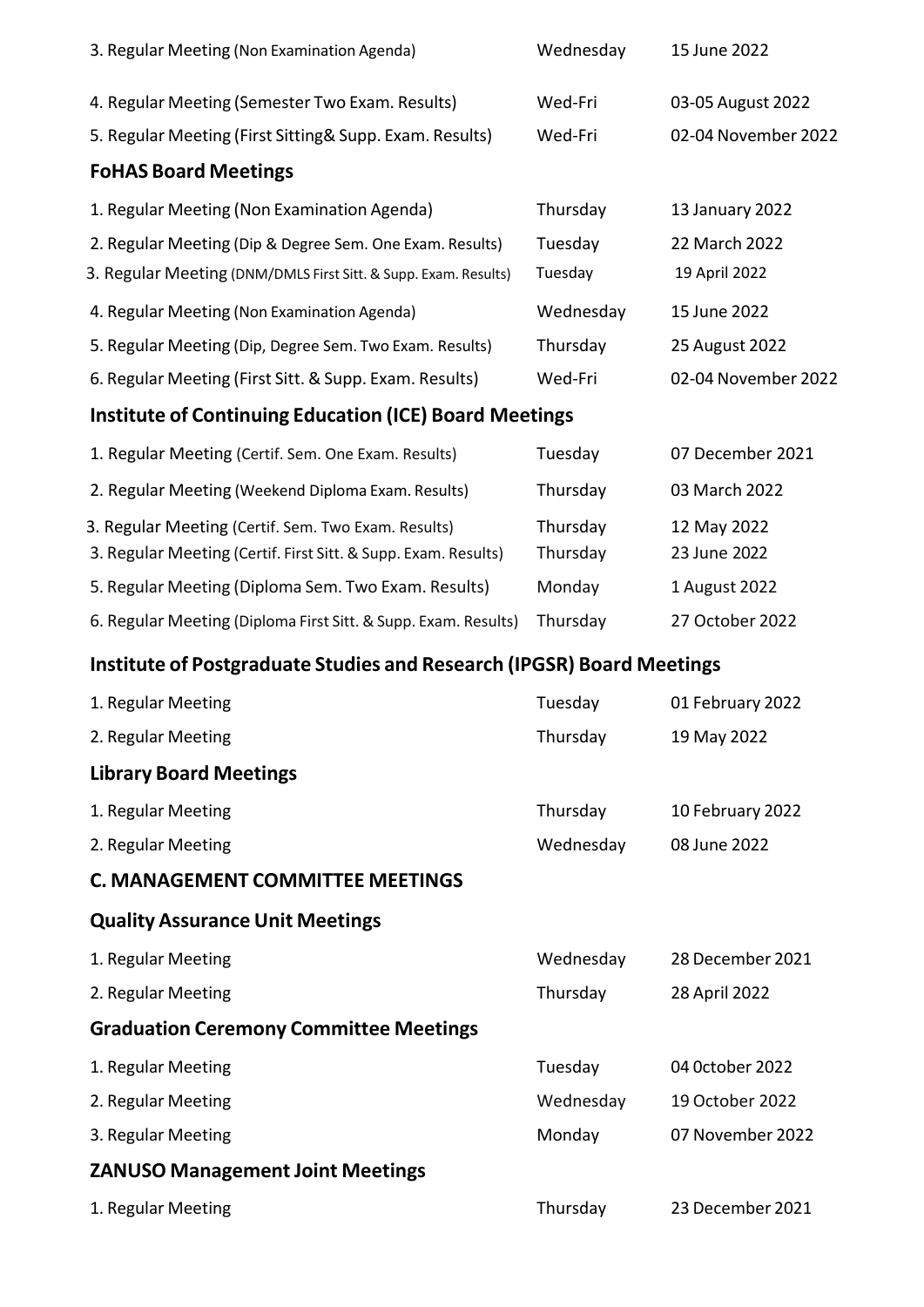| | | |
|---|---|---|
| 3. Regular Meeting (Non Examination Agenda) | Wednesday | 15 June 2022 |
| 4. Regular Meeting (Semester Two Exam. Results) | Wed-Fri | 03-05 August 2022 |
| 5. Regular Meeting (First Sitting& Supp. Exam. Results) | Wed-Fri | 02-04 November 2022 |

**FoHAS Board Meetings**

| | | |
|---|---|---|
| 1. Regular Meeting (Non Examination Agenda) | Thursday | 13 January 2022 |
| 2. Regular Meeting (Dip & Degree Sem. One Exam. Results) | Tuesday | 22 March 2022 |
| 3. Regular Meeting (DNM/DMLS First Sitt. & Supp. Exam. Results) | Tuesday | 19 April 2022 |
| 4. Regular Meeting (Non Examination Agenda) | Wednesday | 15 June 2022 |
| 5. Regular Meeting (Dip, Degree Sem. Two Exam. Results) | Thursday | 25 August 2022 |
| 6. Regular Meeting (First Sitt. & Supp. Exam. Results) | Wed-Fri | 02-04 November 2022 |

**Institute of Continuing Education (ICE) Board Meetings**

| | | |
|---|---|---|
| 1. Regular Meeting (Certif. Sem. One Exam. Results) | Tuesday | 07 December 2021 |
| 2. Regular Meeting (Weekend Diploma Exam. Results) | Thursday | 03 March 2022 |
| 3. Regular Meeting (Certif. Sem. Two Exam. Results) | Thursday | 12 May 2022 |
| 3. Regular Meeting (Certif. First Sitt. & Supp. Exam. Results) | Thursday | 23 June 2022 |
| 5. Regular Meeting (Diploma Sem. Two Exam. Results) | Monday | 1 August 2022 |
| 6. Regular Meeting (Diploma First Sitt. & Supp. Exam. Results) | Thursday | 27 October 2022 |

**Institute of Postgraduate Studies and Research (IPGSR) Board Meetings**

| | | |
|---|---|---|
| 1. Regular Meeting | Tuesday | 01 February 2022 |
| 2. Regular Meeting | Thursday | 19 May 2022 |

**Library Board Meetings**

| | | |
|---|---|---|
| 1. Regular Meeting | Thursday | 10 February 2022 |
| 2. Regular Meeting | Wednesday | 08 June 2022 |

**C. MANAGEMENT COMMITTEE MEETINGS**

**Quality Assurance Unit Meetings**

| | | |
|---|---|---|
| 1. Regular Meeting | Wednesday | 28 December 2021 |
| 2. Regular Meeting | Thursday | 28 April 2022 |

**Graduation Ceremony Committee Meetings**

| | | |
|---|---|---|
| 1. Regular Meeting | Tuesday | 04 0ctober 2022 |
| 2. Regular Meeting | Wednesday | 19 October 2022 |
| 3. Regular Meeting | Monday | 07 November 2022 |

**ZANUSO Management Joint Meetings**

| | | |
|---|---|---|
| 1. Regular Meeting | Thursday | 23 December 2021 |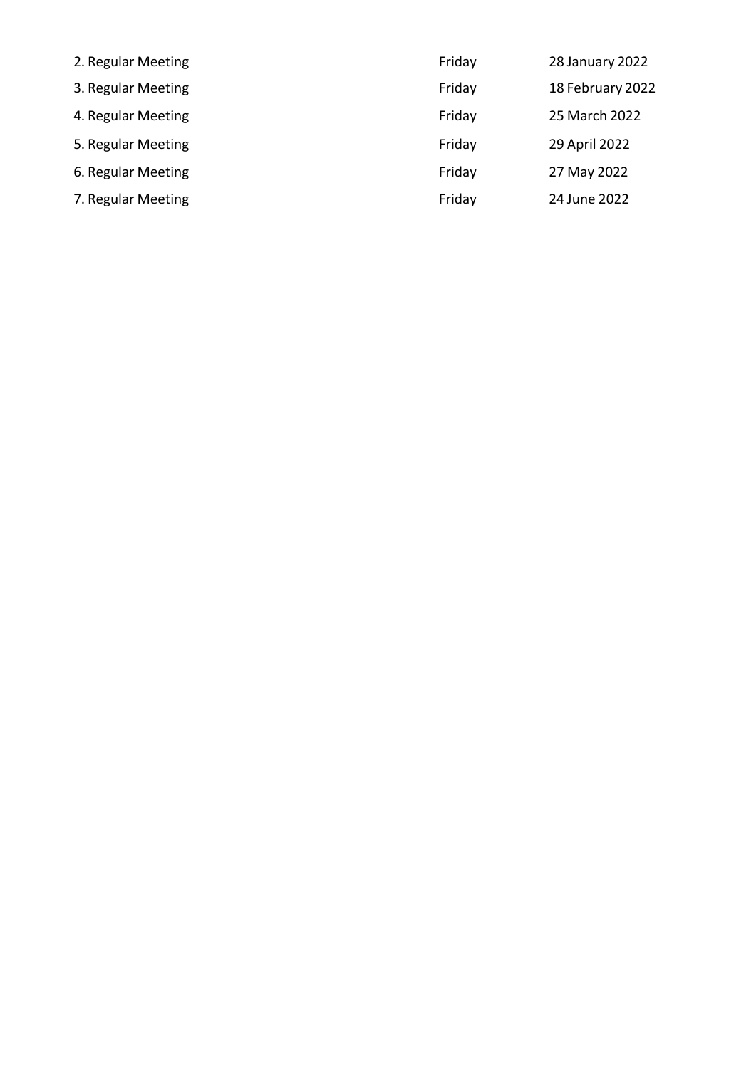| | | |
|---|---|---|
| 2. Regular Meeting | Friday | 28 January 2022 |
| 3. Regular Meeting | Friday | 18 February 2022 |
| 4. Regular Meeting | Friday | 25 March 2022 |
| 5. Regular Meeting | Friday | 29 April 2022 |
| 6. Regular Meeting | Friday | 27 May 2022 |
| 7. Regular Meeting | Friday | 24 June 2022 |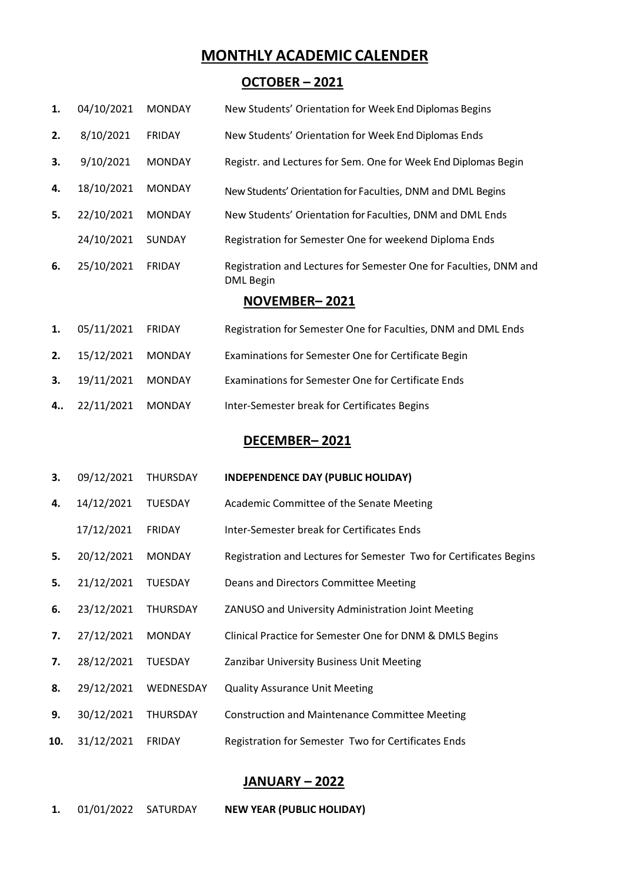# MONTHLY ACADEMIC CALENDER

## OCTOBER – 2021

| | | | |
|---|---|---|---|
| **1.** | 04/10/2021 | MONDAY | New Students' Orientation for Week End Diplomas Begins |
| **2.** | 8/10/2021 | FRIDAY | New Students' Orientation for Week End Diplomas Ends |
| **3.** | 9/10/2021 | MONDAY | Registr. and Lectures for Sem. One for Week End Diplomas Begin |
| **4.** | 18/10/2021 | MONDAY | New Students' Orientation for Faculties, DNM and DML Begins |
| **5.** | 22/10/2021 | MONDAY | New Students' Orientation for Faculties, DNM and DML Ends |
| | 24/10/2021 | SUNDAY | Registration for Semester One for weekend Diploma Ends |
| **6.** | 25/10/2021 | FRIDAY | Registration and Lectures for Semester One for Faculties, DNM and DML Begin |

## NOVEMBER– 2021

| | | | |
|---|---|---|---|
| **1.** | 05/11/2021 | FRIDAY | Registration for Semester One for Faculties, DNM and DML Ends |
| **2.** | 15/12/2021 | MONDAY | Examinations for Semester One for Certificate Begin |
| **3.** | 19/11/2021 | MONDAY | Examinations for Semester One for Certificate Ends |
| **4..** | 22/11/2021 | MONDAY | Inter-Semester break for Certificates Begins |

## DECEMBER– 2021

| | | | |
|---|---|---|---|
| **3.** | 09/12/2021 | THURSDAY | **INDEPENDENCE DAY (PUBLIC HOLIDAY)** |
| **4.** | 14/12/2021 | TUESDAY | Academic Committee of the Senate Meeting |
| | 17/12/2021 | FRIDAY | Inter-Semester break for Certificates Ends |
| **5.** | 20/12/2021 | MONDAY | Registration and Lectures for Semester Two for Certificates Begins |
| **5.** | 21/12/2021 | TUESDAY | Deans and Directors Committee Meeting |
| **6.** | 23/12/2021 | THURSDAY | ZANUSO and University Administration Joint Meeting |
| **7.** | 27/12/2021 | MONDAY | Clinical Practice for Semester One for DNM & DMLS Begins |
| **7.** | 28/12/2021 | TUESDAY | Zanzibar University Business Unit Meeting |
| **8.** | 29/12/2021 | WEDNESDAY | Quality Assurance Unit Meeting |
| **9.** | 30/12/2021 | THURSDAY | Construction and Maintenance Committee Meeting |
| **10.** | 31/12/2021 | FRIDAY | Registration for Semester Two for Certificates Ends |

## JANUARY – 2022

| | | | |
|---|---|---|---|
| **1.** | 01/01/2022 | SATURDAY | **NEW YEAR (PUBLIC HOLIDAY)** |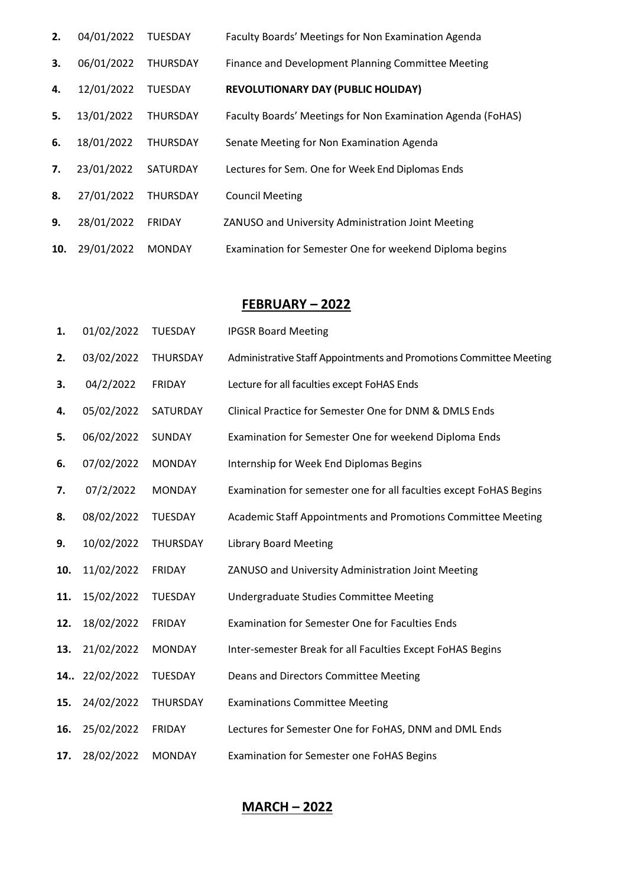| | | | |
|---|---|---|---|
| **2.** | 04/01/2022 | TUESDAY | Faculty Boards' Meetings for Non Examination Agenda |
| **3.** | 06/01/2022 | THURSDAY | Finance and Development Planning Committee Meeting |
| **4.** | 12/01/2022 | TUESDAY | **REVOLUTIONARY DAY (PUBLIC HOLIDAY)** |
| **5.** | 13/01/2022 | THURSDAY | Faculty Boards' Meetings for Non Examination Agenda (FoHAS) |
| **6.** | 18/01/2022 | THURSDAY | Senate Meeting for Non Examination Agenda |
| **7.** | 23/01/2022 | SATURDAY | Lectures for Sem. One for Week End Diplomas Ends |
| **8.** | 27/01/2022 | THURSDAY | Council Meeting |
| **9.** | 28/01/2022 | FRIDAY | ZANUSO and University Administration Joint Meeting |
| **10.** | 29/01/2022 | MONDAY | Examination for Semester One for weekend Diploma begins |

## FEBRUARY – 2022

| | | | |
|---|---|---|---|
| **1.** | 01/02/2022 | TUESDAY | IPGSR Board Meeting |
| **2.** | 03/02/2022 | THURSDAY | Administrative Staff Appointments and Promotions Committee Meeting |
| **3.** | 04/2/2022 | FRIDAY | Lecture for all faculties except FoHAS Ends |
| **4.** | 05/02/2022 | SATURDAY | Clinical Practice for Semester One for DNM & DMLS Ends |
| **5.** | 06/02/2022 | SUNDAY | Examination for Semester One for weekend Diploma Ends |
| **6.** | 07/02/2022 | MONDAY | Internship for Week End Diplomas Begins |
| **7.** | 07/2/2022 | MONDAY | Examination for semester one for all faculties except FoHAS Begins |
| **8.** | 08/02/2022 | TUESDAY | Academic Staff Appointments and Promotions Committee Meeting |
| **9.** | 10/02/2022 | THURSDAY | Library Board Meeting |
| **10.** | 11/02/2022 | FRIDAY | ZANUSO and University Administration Joint Meeting |
| **11.** | 15/02/2022 | TUESDAY | Undergraduate Studies Committee Meeting |
| **12.** | 18/02/2022 | FRIDAY | Examination for Semester One for Faculties Ends |
| **13.** | 21/02/2022 | MONDAY | Inter-semester Break for all Faculties Except FoHAS Begins |
| **14..** | 22/02/2022 | TUESDAY | Deans and Directors Committee Meeting |
| **15.** | 24/02/2022 | THURSDAY | Examinations Committee Meeting |
| **16.** | 25/02/2022 | FRIDAY | Lectures for Semester One for FoHAS, DNM and DML Ends |
| **17.** | 28/02/2022 | MONDAY | Examination for Semester one FoHAS Begins |

## MARCH – 2022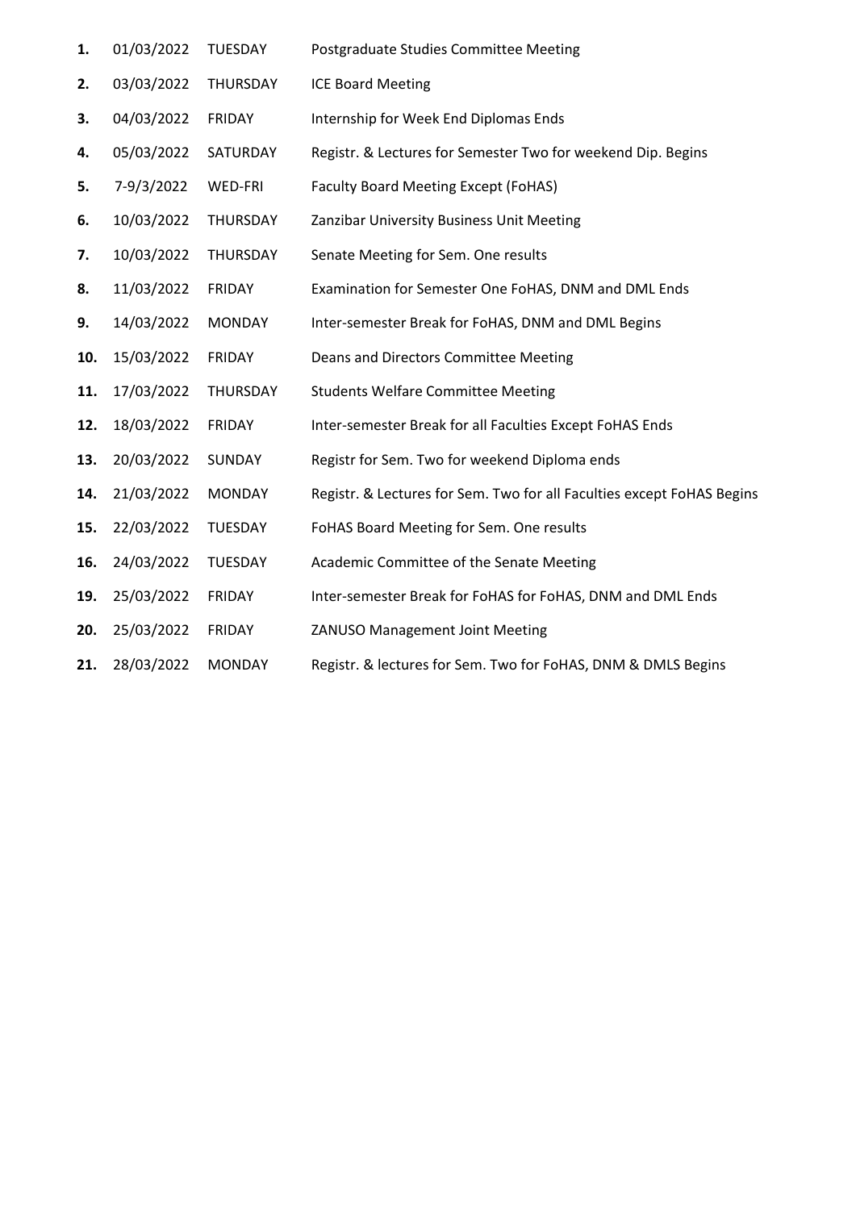| | | | |
|---|---|---|---|
| **1.** | 01/03/2022 | TUESDAY | Postgraduate Studies Committee Meeting |
| **2.** | 03/03/2022 | THURSDAY | ICE Board Meeting |
| **3.** | 04/03/2022 | FRIDAY | Internship for Week End Diplomas Ends |
| **4.** | 05/03/2022 | SATURDAY | Registr. & Lectures for Semester Two for weekend Dip. Begins |
| **5.** | 7-9/3/2022 | WED-FRI | Faculty Board Meeting Except (FoHAS) |
| **6.** | 10/03/2022 | THURSDAY | Zanzibar University Business Unit Meeting |
| **7.** | 10/03/2022 | THURSDAY | Senate Meeting for Sem. One results |
| **8.** | 11/03/2022 | FRIDAY | Examination for Semester One FoHAS, DNM and DML Ends |
| **9.** | 14/03/2022 | MONDAY | Inter-semester Break for FoHAS, DNM and DML Begins |
| **10.** | 15/03/2022 | FRIDAY | Deans and Directors Committee Meeting |
| **11.** | 17/03/2022 | THURSDAY | Students Welfare Committee Meeting |
| **12.** | 18/03/2022 | FRIDAY | Inter-semester Break for all Faculties Except FoHAS Ends |
| **13.** | 20/03/2022 | SUNDAY | Registr for Sem. Two for weekend Diploma ends |
| **14.** | 21/03/2022 | MONDAY | Registr. & Lectures for Sem. Two for all Faculties except FoHAS Begins |
| **15.** | 22/03/2022 | TUESDAY | FoHAS Board Meeting for Sem. One results |
| **16.** | 24/03/2022 | TUESDAY | Academic Committee of the Senate Meeting |
| **19.** | 25/03/2022 | FRIDAY | Inter-semester Break for FoHAS for FoHAS, DNM and DML Ends |
| **20.** | 25/03/2022 | FRIDAY | ZANUSO Management Joint Meeting |
| **21.** | 28/03/2022 | MONDAY | Registr. & lectures for Sem. Two for FoHAS, DNM & DMLS Begins |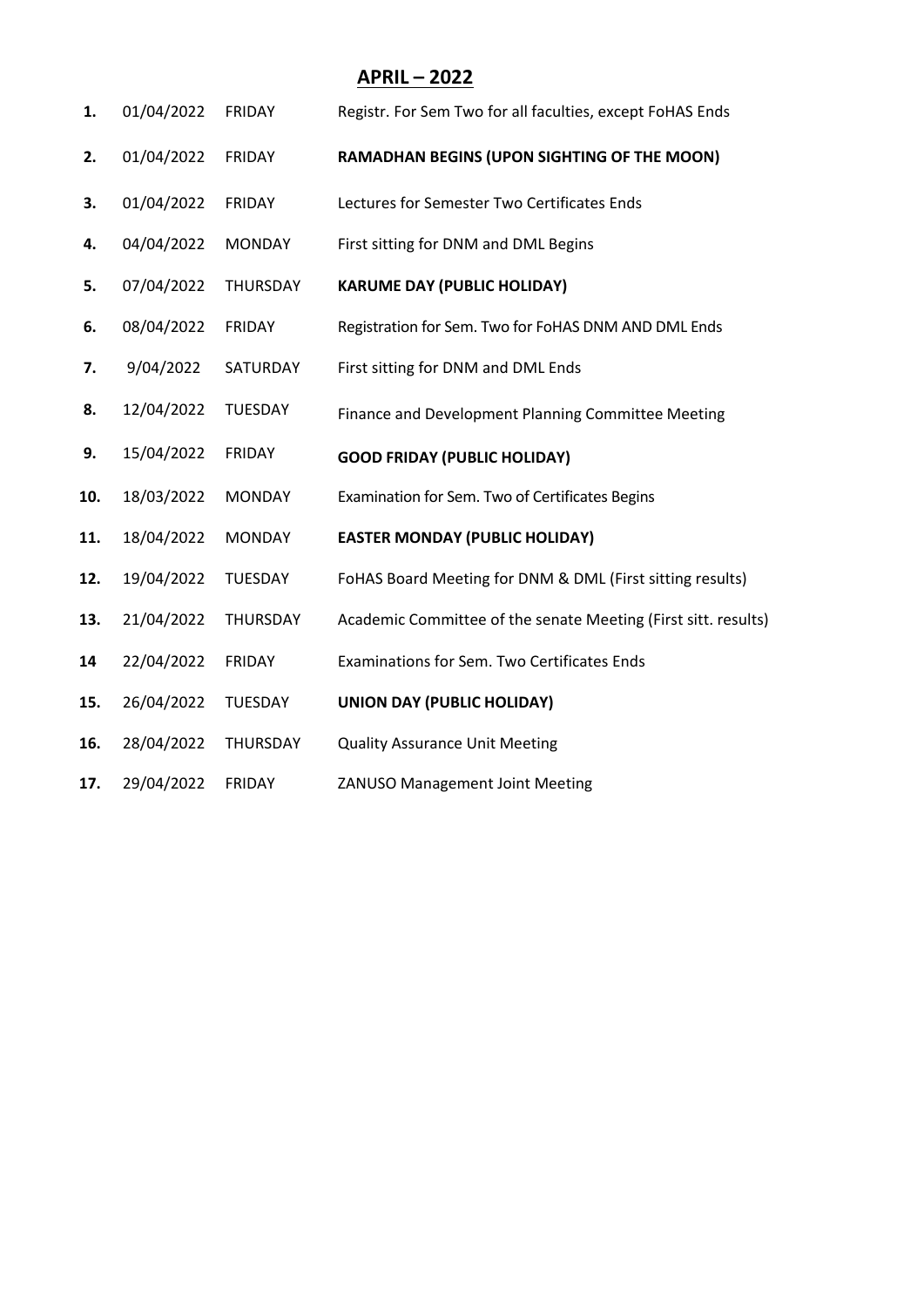## APRIL – 2022

| | | | |
|---|---|---|---|
| **1.** | 01/04/2022 | FRIDAY | Registr. For Sem Two for all faculties, except FoHAS Ends |
| **2.** | 01/04/2022 | FRIDAY | **RAMADHAN BEGINS (UPON SIGHTING OF THE MOON)** |
| **3.** | 01/04/2022 | FRIDAY | Lectures for Semester Two Certificates Ends |
| **4.** | 04/04/2022 | MONDAY | First sitting for DNM and DML Begins |
| **5.** | 07/04/2022 | THURSDAY | **KARUME DAY (PUBLIC HOLIDAY)** |
| **6.** | 08/04/2022 | FRIDAY | Registration for Sem. Two for FoHAS DNM AND DML Ends |
| **7.** | 9/04/2022 | SATURDAY | First sitting for DNM and DML Ends |
| **8.** | 12/04/2022 | TUESDAY | Finance and Development Planning Committee Meeting |
| **9.** | 15/04/2022 | FRIDAY | **GOOD FRIDAY (PUBLIC HOLIDAY)** |
| **10.** | 18/03/2022 | MONDAY | Examination for Sem. Two of Certificates Begins |
| **11.** | 18/04/2022 | MONDAY | **EASTER MONDAY (PUBLIC HOLIDAY)** |
| **12.** | 19/04/2022 | TUESDAY | FoHAS Board Meeting for DNM & DML (First sitting results) |
| **13.** | 21/04/2022 | THURSDAY | Academic Committee of the senate Meeting (First sitt. results) |
| **14** | 22/04/2022 | FRIDAY | Examinations for Sem. Two Certificates Ends |
| **15.** | 26/04/2022 | TUESDAY | **UNION DAY (PUBLIC HOLIDAY)** |
| **16.** | 28/04/2022 | THURSDAY | Quality Assurance Unit Meeting |
| **17.** | 29/04/2022 | FRIDAY | ZANUSO Management Joint Meeting |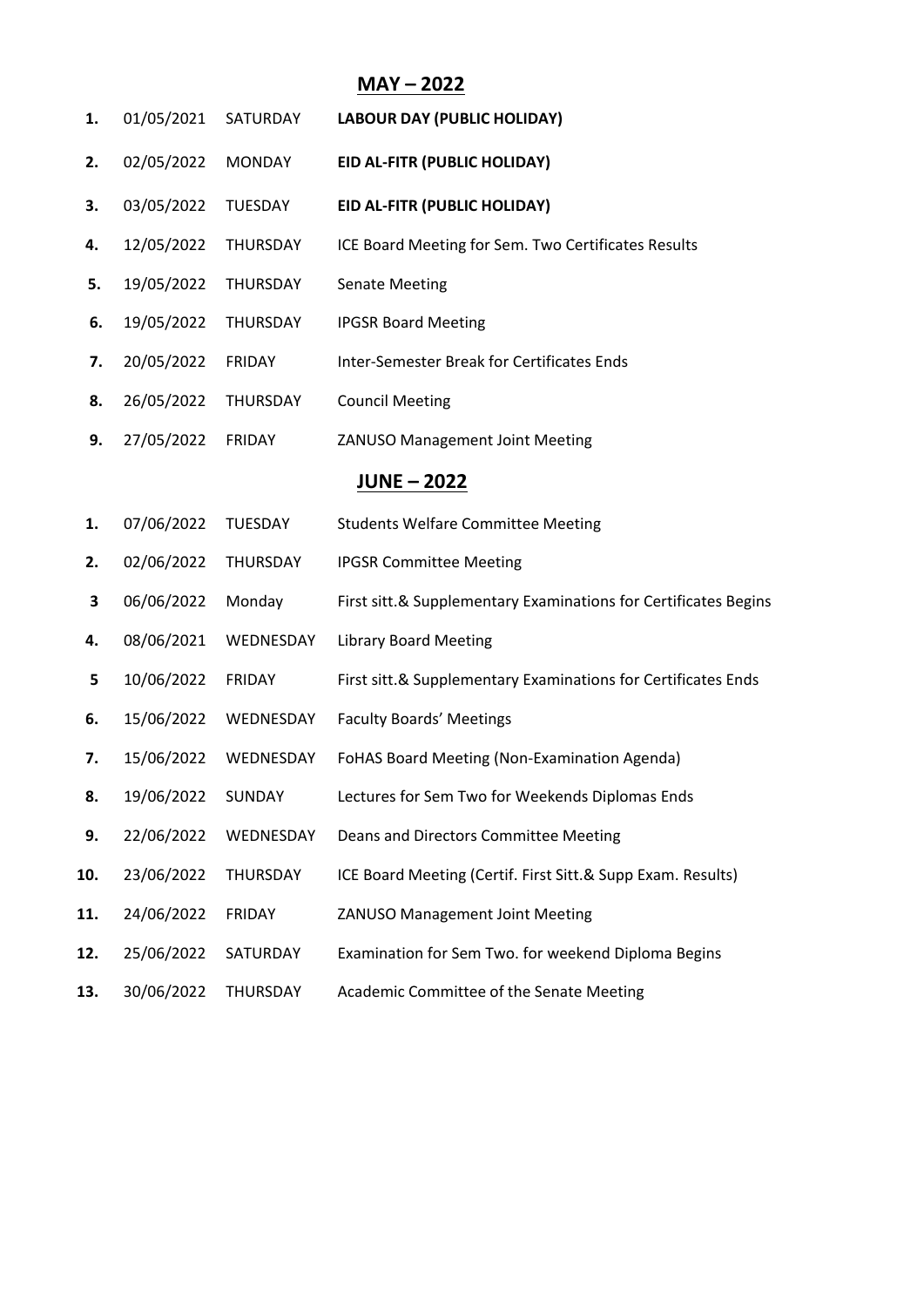## MAY – 2022

| | | | |
|---|---|---|---|
| **1.** | 01/05/2021 | SATURDAY | **LABOUR DAY (PUBLIC HOLIDAY)** |
| **2.** | 02/05/2022 | MONDAY | **EID AL-FITR (PUBLIC HOLIDAY)** |
| **3.** | 03/05/2022 | TUESDAY | **EID AL-FITR (PUBLIC HOLIDAY)** |
| **4.** | 12/05/2022 | THURSDAY | ICE Board Meeting for Sem. Two Certificates Results |
| **5.** | 19/05/2022 | THURSDAY | Senate Meeting |
| **6.** | 19/05/2022 | THURSDAY | IPGSR Board Meeting |
| **7.** | 20/05/2022 | FRIDAY | Inter-Semester Break for Certificates Ends |
| **8.** | 26/05/2022 | THURSDAY | Council Meeting |
| **9.** | 27/05/2022 | FRIDAY | ZANUSO Management Joint Meeting |

## JUNE – 2022

| | | | |
|---|---|---|---|
| **1.** | 07/06/2022 | TUESDAY | Students Welfare Committee Meeting |
| **2.** | 02/06/2022 | THURSDAY | IPGSR Committee Meeting |
| **3** | 06/06/2022 | Monday | First sitt.& Supplementary Examinations for Certificates Begins |
| **4.** | 08/06/2021 | WEDNESDAY | Library Board Meeting |
| **5** | 10/06/2022 | FRIDAY | First sitt.& Supplementary Examinations for Certificates Ends |
| **6.** | 15/06/2022 | WEDNESDAY | Faculty Boards' Meetings |
| **7.** | 15/06/2022 | WEDNESDAY | FoHAS Board Meeting (Non-Examination Agenda) |
| **8.** | 19/06/2022 | SUNDAY | Lectures for Sem Two for Weekends Diplomas Ends |
| **9.** | 22/06/2022 | WEDNESDAY | Deans and Directors Committee Meeting |
| **10.** | 23/06/2022 | THURSDAY | ICE Board Meeting (Certif. First Sitt.& Supp Exam. Results) |
| **11.** | 24/06/2022 | FRIDAY | ZANUSO Management Joint Meeting |
| **12.** | 25/06/2022 | SATURDAY | Examination for Sem Two. for weekend Diploma Begins |
| **13.** | 30/06/2022 | THURSDAY | Academic Committee of the Senate Meeting |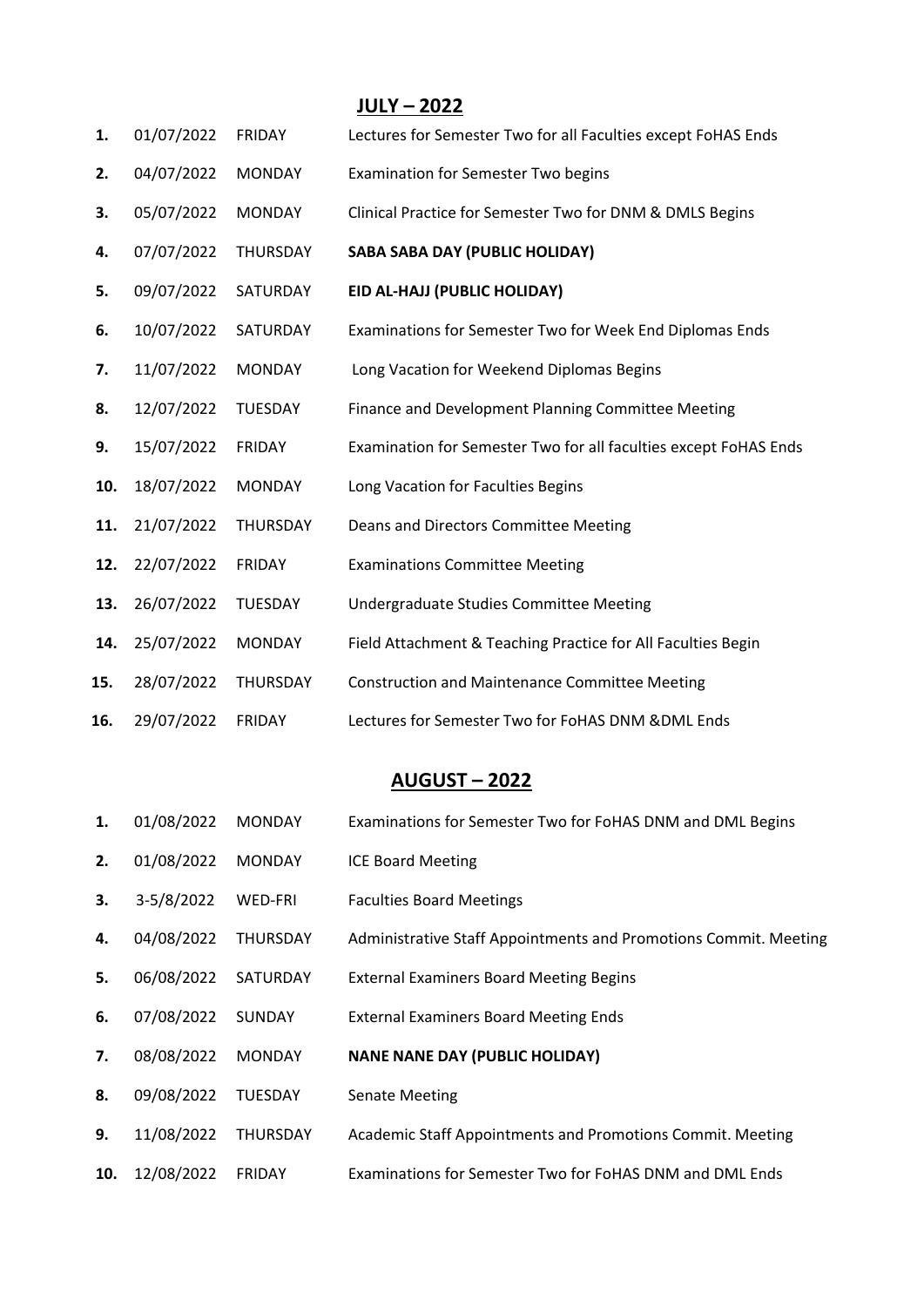## JULY – 2022

| | | | |
|---|---|---|---|
| **1.** | 01/07/2022 | FRIDAY | Lectures for Semester Two for all Faculties except FoHAS Ends |
| **2.** | 04/07/2022 | MONDAY | Examination for Semester Two begins |
| **3.** | 05/07/2022 | MONDAY | Clinical Practice for Semester Two for DNM & DMLS Begins |
| **4.** | 07/07/2022 | THURSDAY | **SABA SABA DAY (PUBLIC HOLIDAY)** |
| **5.** | 09/07/2022 | SATURDAY | **EID AL-HAJJ (PUBLIC HOLIDAY)** |
| **6.** | 10/07/2022 | SATURDAY | Examinations for Semester Two for Week End Diplomas Ends |
| **7.** | 11/07/2022 | MONDAY | Long Vacation for Weekend Diplomas Begins |
| **8.** | 12/07/2022 | TUESDAY | Finance and Development Planning Committee Meeting |
| **9.** | 15/07/2022 | FRIDAY | Examination for Semester Two for all faculties except FoHAS Ends |
| **10.** | 18/07/2022 | MONDAY | Long Vacation for Faculties Begins |
| **11.** | 21/07/2022 | THURSDAY | Deans and Directors Committee Meeting |
| **12.** | 22/07/2022 | FRIDAY | Examinations Committee Meeting |
| **13.** | 26/07/2022 | TUESDAY | Undergraduate Studies Committee Meeting |
| **14.** | 25/07/2022 | MONDAY | Field Attachment & Teaching Practice for All Faculties Begin |
| **15.** | 28/07/2022 | THURSDAY | Construction and Maintenance Committee Meeting |
| **16.** | 29/07/2022 | FRIDAY | Lectures for Semester Two for FoHAS DNM &DML Ends |

## AUGUST – 2022

| | | | |
|---|---|---|---|
| **1.** | 01/08/2022 | MONDAY | Examinations for Semester Two for FoHAS DNM and DML Begins |
| **2.** | 01/08/2022 | MONDAY | ICE Board Meeting |
| **3.** | 3-5/8/2022 | WED-FRI | Faculties Board Meetings |
| **4.** | 04/08/2022 | THURSDAY | Administrative Staff Appointments and Promotions Commit. Meeting |
| **5.** | 06/08/2022 | SATURDAY | External Examiners Board Meeting Begins |
| **6.** | 07/08/2022 | SUNDAY | External Examiners Board Meeting Ends |
| **7.** | 08/08/2022 | MONDAY | **NANE NANE DAY (PUBLIC HOLIDAY)** |
| **8.** | 09/08/2022 | TUESDAY | Senate Meeting |
| **9.** | 11/08/2022 | THURSDAY | Academic Staff Appointments and Promotions Commit. Meeting |
| **10.** | 12/08/2022 | FRIDAY | Examinations for Semester Two for FoHAS DNM and DML Ends |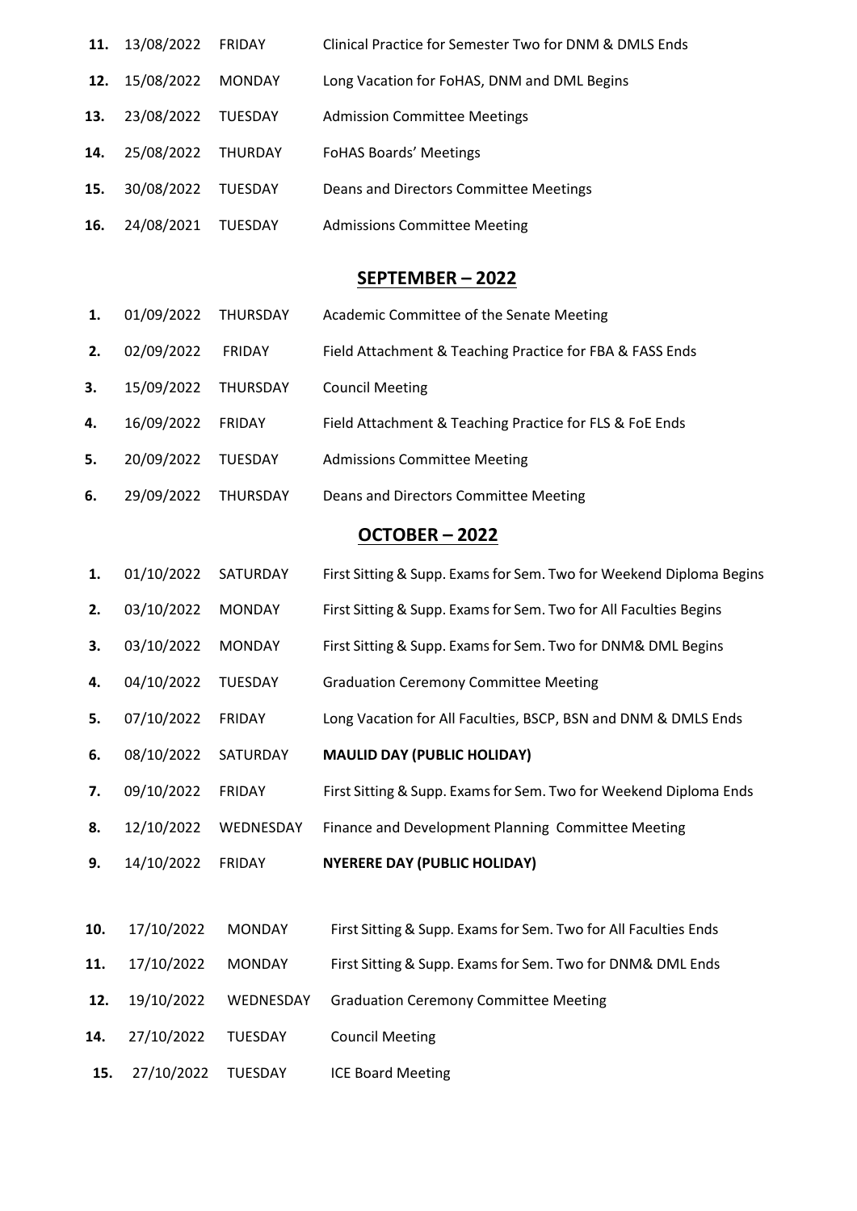| | | | |
|---|---|---|---|
| **11.** | 13/08/2022 | FRIDAY | Clinical Practice for Semester Two for DNM & DMLS Ends |
| **12.** | 15/08/2022 | MONDAY | Long Vacation for FoHAS, DNM and DML Begins |
| **13.** | 23/08/2022 | TUESDAY | Admission Committee Meetings |
| **14.** | 25/08/2022 | THURDAY | FoHAS Boards' Meetings |
| **15.** | 30/08/2022 | TUESDAY | Deans and Directors Committee Meetings |
| **16.** | 24/08/2021 | TUESDAY | Admissions Committee Meeting |

## SEPTEMBER – 2022

| | | | |
|---|---|---|---|
| **1.** | 01/09/2022 | THURSDAY | Academic Committee of the Senate Meeting |
| **2.** | 02/09/2022 | FRIDAY | Field Attachment & Teaching Practice for FBA & FASS Ends |
| **3.** | 15/09/2022 | THURSDAY | Council Meeting |
| **4.** | 16/09/2022 | FRIDAY | Field Attachment & Teaching Practice for FLS & FoE Ends |
| **5.** | 20/09/2022 | TUESDAY | Admissions Committee Meeting |
| **6.** | 29/09/2022 | THURSDAY | Deans and Directors Committee Meeting |

## OCTOBER – 2022

| | | | |
|---|---|---|---|
| **1.** | 01/10/2022 | SATURDAY | First Sitting & Supp. Exams for Sem. Two for Weekend Diploma Begins |
| **2.** | 03/10/2022 | MONDAY | First Sitting & Supp. Exams for Sem. Two for All Faculties Begins |
| **3.** | 03/10/2022 | MONDAY | First Sitting & Supp. Exams for Sem. Two for DNM& DML Begins |
| **4.** | 04/10/2022 | TUESDAY | Graduation Ceremony Committee Meeting |
| **5.** | 07/10/2022 | FRIDAY | Long Vacation for All Faculties, BSCP, BSN and DNM & DMLS Ends |
| **6.** | 08/10/2022 | SATURDAY | **MAULID DAY (PUBLIC HOLIDAY)** |
| **7.** | 09/10/2022 | FRIDAY | First Sitting & Supp. Exams for Sem. Two for Weekend Diploma Ends |
| **8.** | 12/10/2022 | WEDNESDAY | Finance and Development Planning Committee Meeting |
| **9.** | 14/10/2022 | FRIDAY | **NYERERE DAY (PUBLIC HOLIDAY)** |
| **10.** | 17/10/2022 | MONDAY | First Sitting & Supp. Exams for Sem. Two for All Faculties Ends |
| **11.** | 17/10/2022 | MONDAY | First Sitting & Supp. Exams for Sem. Two for DNM& DML Ends |
| **12.** | 19/10/2022 | WEDNESDAY | Graduation Ceremony Committee Meeting |
| **14.** | 27/10/2022 | TUESDAY | Council Meeting |
| **15.** | 27/10/2022 | TUESDAY | ICE Board Meeting |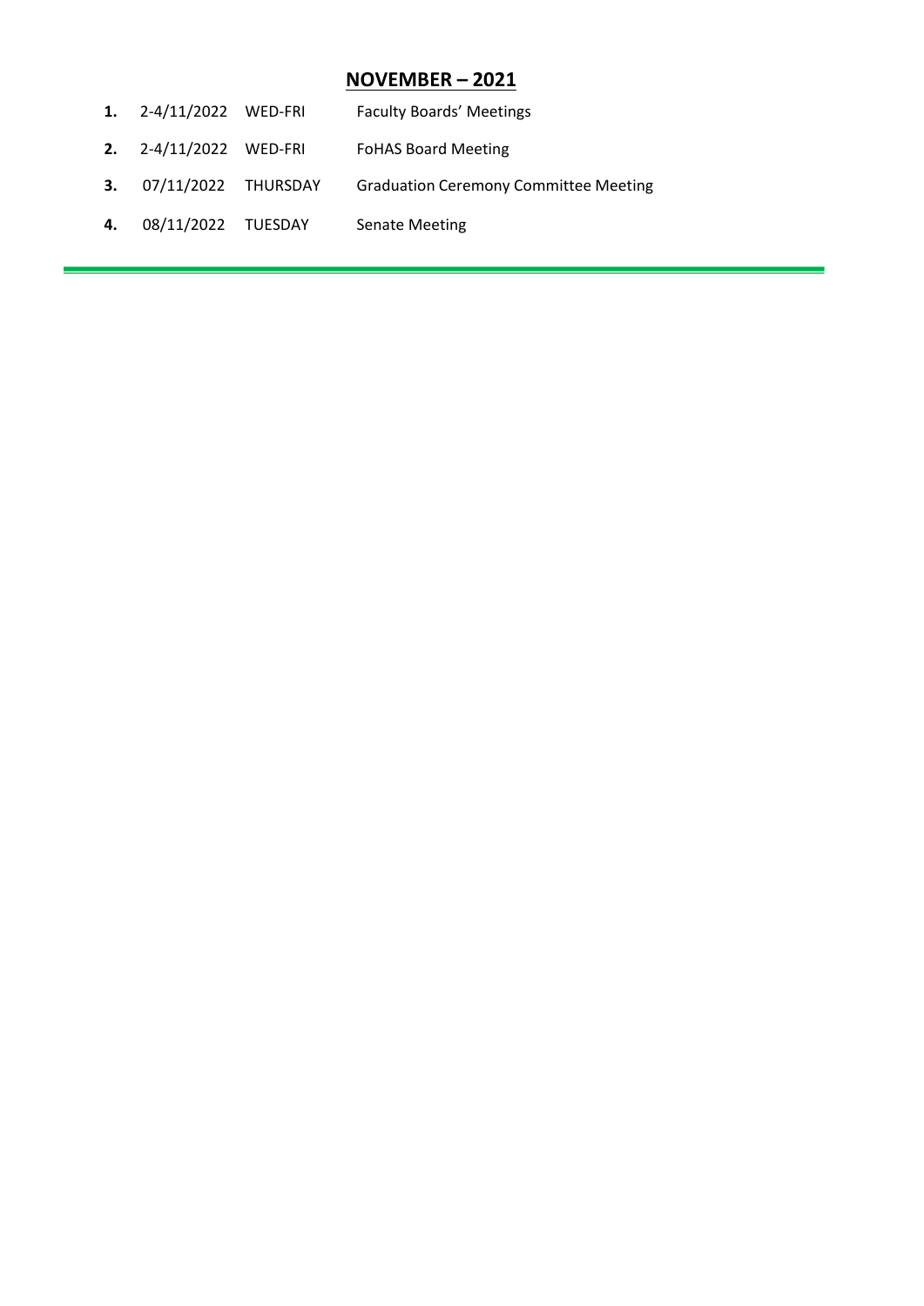## NOVEMBER – 2021

| | | | |
|---|---|---|---|
| **1.** | 2-4/11/2022 | WED-FRI | Faculty Boards' Meetings |
| **2.** | 2-4/11/2022 | WED-FRI | FoHAS Board Meeting |
| **3.** | 07/11/2022 | THURSDAY | Graduation Ceremony Committee Meeting |
| **4.** | 08/11/2022 | TUESDAY | Senate Meeting |